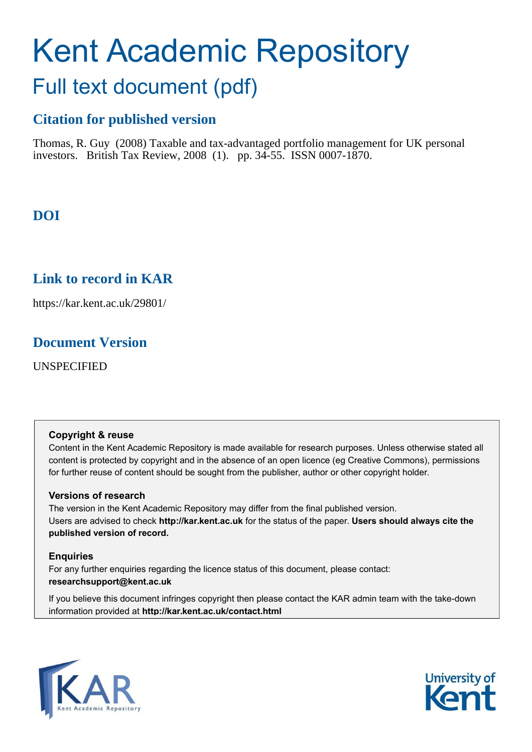# Kent Academic Repository

## Full text document (pdf)

### Citation for published version

Thomas, R. Guy (2008) Taxable and tax-advantaged portfolio management for UK personal investors. British Tax Review, 2008 (1). pp. 34-55. ISSN 0007-1870.

### DOI

### Link to record in KAR

https://kar.kent.ac.uk/29801/

### Document Version

UNSPECIFIED

**Copyright & reuse**

Content in the Kent Academic Repository is made available for research purposes. Unless otherwise stated all content is protected by copyright and in the absence of an open licence (eg Creative Commons), permissions for further reuse of content should be sought from the publisher, author or other copyright holder.

**Versions of research**

The version in the Kent Academic Repository may differ from the final published version. Users are advised to check **http://kar.kent.ac.uk** for the status of the paper. **Users should always cite the published version of record.**

**Enquiries**

For any further enquiries regarding the licence status of this document, please contact: **researchsupport@kent.ac.uk**

If you believe this document infringes copyright then please contact the KAR admin team with the take-down information provided at **http://kar.kent.ac.uk/contact.html**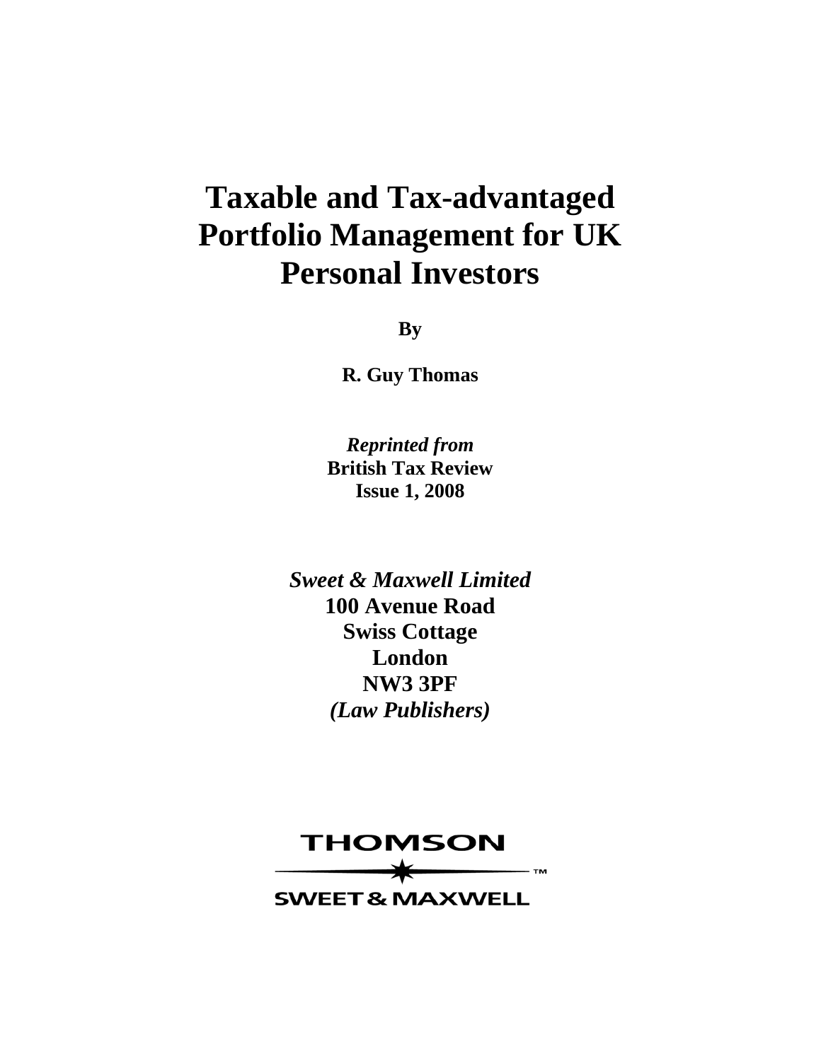# Taxable and Tax-advantaged Portfolio Management for UK Personal Investors

**By**

**R. Guy Thomas**

***Reprinted from***
**British Tax Review**
**Issue 1, 2008**

***Sweet & Maxwell Limited***
**100 Avenue Road**
**Swiss Cottage**
**London**
**NW3 3PF**
***(Law Publishers)***

THOMSON
SWEET & MAXWELL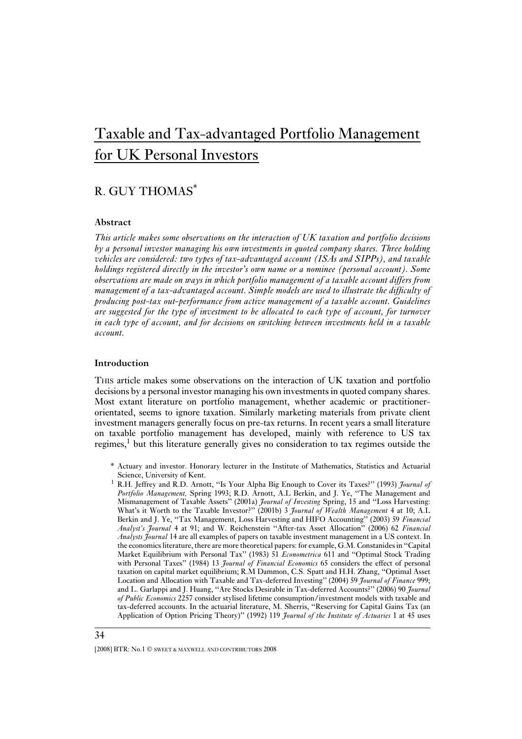# Taxable and Tax-advantaged Portfolio Management for UK Personal Investors

## R. GUY THOMAS*

### Abstract

*This article makes some observations on the interaction of UK taxation and portfolio decisions by a personal investor managing his own investments in quoted company shares. Three holding vehicles are considered: two types of tax-advantaged account (ISAs and SIPPs), and taxable holdings registered directly in the investor's own name or a nominee (personal account). Some observations are made on ways in which portfolio management of a taxable account differs from management of a tax-advantaged account. Simple models are used to illustrate the difficulty of producing post-tax out-performance from active management of a taxable account. Guidelines are suggested for the type of investment to be allocated to each type of account, for turnover in each type of account, and for decisions on switching between investments held in a taxable account.*

### Introduction

THIS article makes some observations on the interaction of UK taxation and portfolio decisions by a personal investor managing his own investments in quoted company shares. Most extant literature on portfolio management, whether academic or practitioner-orientated, seems to ignore taxation. Similarly marketing materials from private client investment managers generally focus on pre-tax returns. In recent years a small literature on taxable portfolio management has developed, mainly with reference to US tax regimes,[1] but this literature generally gives no consideration to tax regimes outside the

\* Actuary and investor. Honorary lecturer in the Institute of Mathematics, Statistics and Actuarial Science, University of Kent.

[1] R.H. Jeffrey and R.D. Arnott, "Is Your Alpha Big Enough to Cover its Taxes?" (1993) *Journal of Portfolio Management,* Spring 1993; R.D. Arnott, A.L Berkin, and J. Ye, "The Management and Mismanagement of Taxable Assets" (2001a) *Journal of Investing* Spring, 15 and "Loss Harvesting: What's it Worth to the Taxable Investor?" (2001b) 3 *Journal of Wealth Management* 4 at 10; A.L Berkin and J. Ye, "Tax Management, Loss Harvesting and HIFO Accounting" (2003) 59 *Financial Analyst's Journal* 4 at 91; and W. Reichenstein "After-tax Asset Allocation" (2006) 62 *Financial Analysts Journal* 14 are all examples of papers on taxable investment management in a US context. In the economics literature, there are more theoretical papers: for example, G.M. Constanides in "Capital Market Equilibrium with Personal Tax" (1983) 51 *Econometrica* 611 and "Optimal Stock Trading with Personal Taxes" (1984) 13 *Journal of Financial Economics* 65 considers the effect of personal taxation on capital market equilibrium; R.M Dammon, C.S. Spatt and H.H. Zhang, "Optimal Asset Location and Allocation with Taxable and Tax-deferred Investing" (2004) 59 *Journal of Finance* 999; and L. Garlappi and J. Huang, "Are Stocks Desirable in Tax-deferred Accounts?" (2006) 90 *Journal of Public Economics* 2257 consider stylised lifetime consumption/investment models with taxable and tax-deferred accounts. In the actuarial literature, M. Sherris, "Reserving for Capital Gains Tax (an Application of Option Pricing Theory)" (1992) 119 *Journal of the Institute of Actuaries* 1 at 45 uses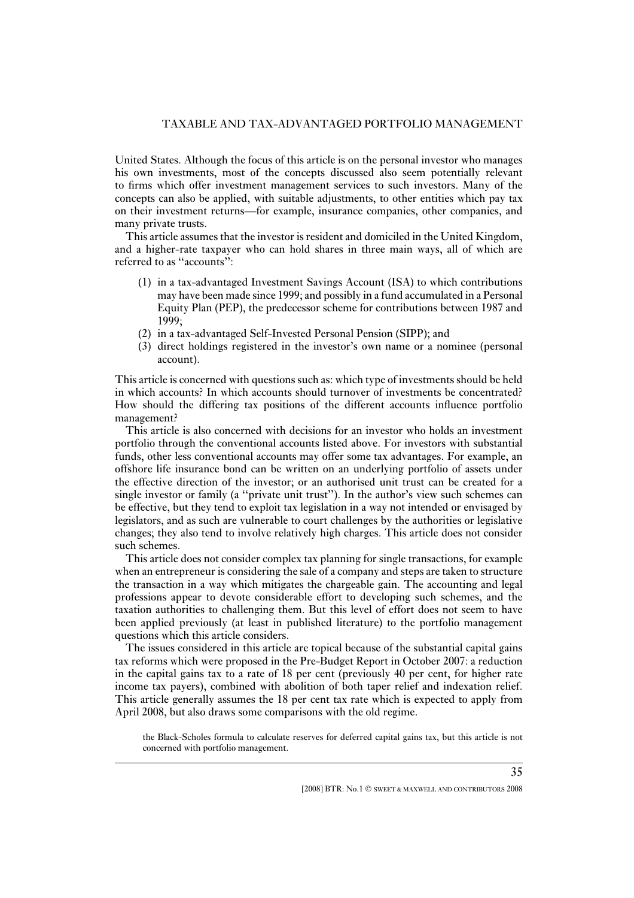United States. Although the focus of this article is on the personal investor who manages his own investments, most of the concepts discussed also seem potentially relevant to firms which offer investment management services to such investors. Many of the concepts can also be applied, with suitable adjustments, to other entities which pay tax on their investment returns—for example, insurance companies, other companies, and many private trusts.

This article assumes that the investor is resident and domiciled in the United Kingdom, and a higher-rate taxpayer who can hold shares in three main ways, all of which are referred to as "accounts":

1. in a tax-advantaged Investment Savings Account (ISA) to which contributions may have been made since 1999; and possibly in a fund accumulated in a Personal Equity Plan (PEP), the predecessor scheme for contributions between 1987 and 1999;
2. in a tax-advantaged Self-Invested Personal Pension (SIPP); and
3. direct holdings registered in the investor's own name or a nominee (personal account).

This article is concerned with questions such as: which type of investments should be held in which accounts? In which accounts should turnover of investments be concentrated? How should the differing tax positions of the different accounts influence portfolio management?

This article is also concerned with decisions for an investor who holds an investment portfolio through the conventional accounts listed above. For investors with substantial funds, other less conventional accounts may offer some tax advantages. For example, an offshore life insurance bond can be written on an underlying portfolio of assets under the effective direction of the investor; or an authorised unit trust can be created for a single investor or family (a "private unit trust"). In the author's view such schemes can be effective, but they tend to exploit tax legislation in a way not intended or envisaged by legislators, and as such are vulnerable to court challenges by the authorities or legislative changes; they also tend to involve relatively high charges. This article does not consider such schemes.

This article does not consider complex tax planning for single transactions, for example when an entrepreneur is considering the sale of a company and steps are taken to structure the transaction in a way which mitigates the chargeable gain. The accounting and legal professions appear to devote considerable effort to developing such schemes, and the taxation authorities to challenging them. But this level of effort does not seem to have been applied previously (at least in published literature) to the portfolio management questions which this article considers.

The issues considered in this article are topical because of the substantial capital gains tax reforms which were proposed in the Pre-Budget Report in October 2007: a reduction in the capital gains tax to a rate of 18 per cent (previously 40 per cent, for higher rate income tax payers), combined with abolition of both taper relief and indexation relief. This article generally assumes the 18 per cent tax rate which is expected to apply from April 2008, but also draws some comparisons with the old regime.

the Black-Scholes formula to calculate reserves for deferred capital gains tax, but this article is not concerned with portfolio management.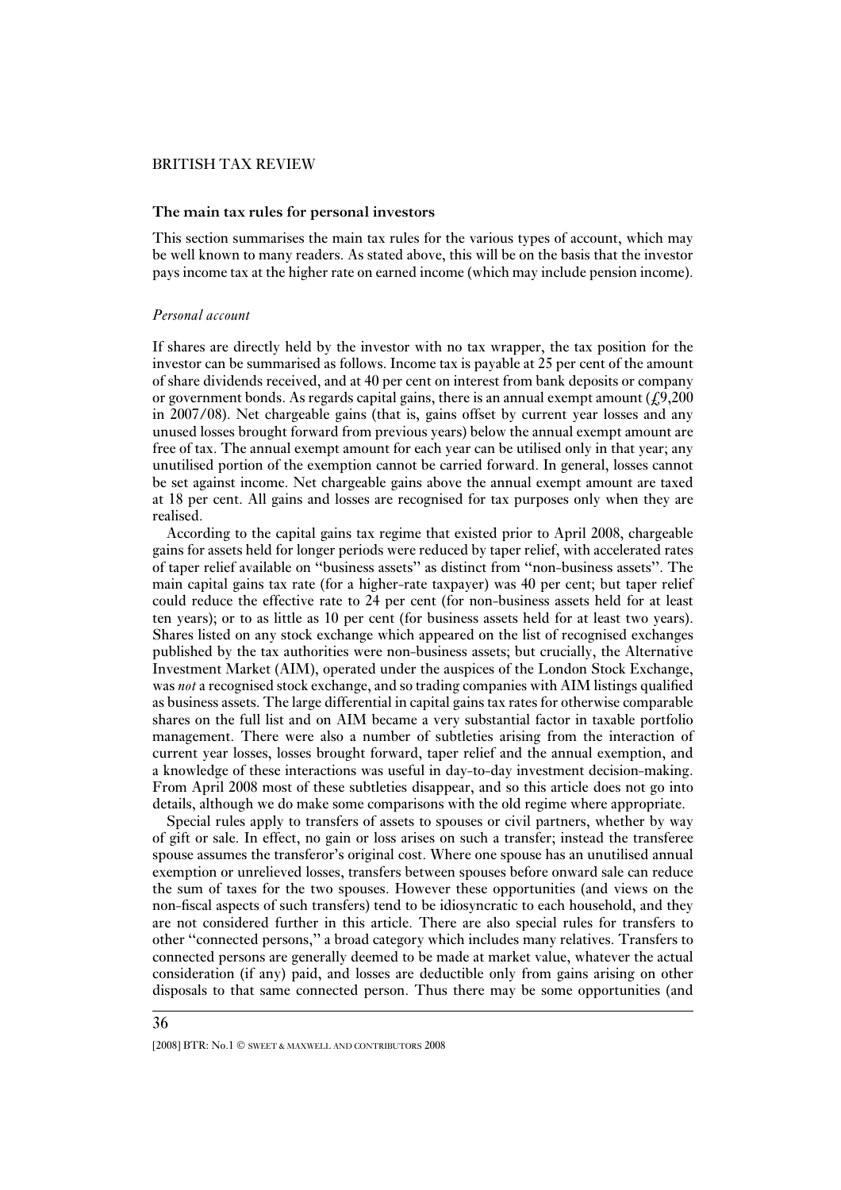### The main tax rules for personal investors

This section summarises the main tax rules for the various types of account, which may be well known to many readers. As stated above, this will be on the basis that the investor pays income tax at the higher rate on earned income (which may include pension income).

#### *Personal account*

If shares are directly held by the investor with no tax wrapper, the tax position for the investor can be summarised as follows. Income tax is payable at 25 per cent of the amount of share dividends received, and at 40 per cent on interest from bank deposits or company or government bonds. As regards capital gains, there is an annual exempt amount (£9,200 in 2007/08). Net chargeable gains (that is, gains offset by current year losses and any unused losses brought forward from previous years) below the annual exempt amount are free of tax. The annual exempt amount for each year can be utilised only in that year; any unutilised portion of the exemption cannot be carried forward. In general, losses cannot be set against income. Net chargeable gains above the annual exempt amount are taxed at 18 per cent. All gains and losses are recognised for tax purposes only when they are realised.

According to the capital gains tax regime that existed prior to April 2008, chargeable gains for assets held for longer periods were reduced by taper relief, with accelerated rates of taper relief available on "business assets" as distinct from "non-business assets". The main capital gains tax rate (for a higher-rate taxpayer) was 40 per cent; but taper relief could reduce the effective rate to 24 per cent (for non-business assets held for at least ten years); or to as little as 10 per cent (for business assets held for at least two years). Shares listed on any stock exchange which appeared on the list of recognised exchanges published by the tax authorities were non-business assets; but crucially, the Alternative Investment Market (AIM), operated under the auspices of the London Stock Exchange, was *not* a recognised stock exchange, and so trading companies with AIM listings qualified as business assets. The large differential in capital gains tax rates for otherwise comparable shares on the full list and on AIM became a very substantial factor in taxable portfolio management. There were also a number of subtleties arising from the interaction of current year losses, losses brought forward, taper relief and the annual exemption, and a knowledge of these interactions was useful in day-to-day investment decision-making. From April 2008 most of these subtleties disappear, and so this article does not go into details, although we do make some comparisons with the old regime where appropriate.

Special rules apply to transfers of assets to spouses or civil partners, whether by way of gift or sale. In effect, no gain or loss arises on such a transfer; instead the transferee spouse assumes the transferor's original cost. Where one spouse has an unutilised annual exemption or unrelieved losses, transfers between spouses before onward sale can reduce the sum of taxes for the two spouses. However these opportunities (and views on the non-fiscal aspects of such transfers) tend to be idiosyncratic to each household, and they are not considered further in this article. There are also special rules for transfers to other "connected persons," a broad category which includes many relatives. Transfers to connected persons are generally deemed to be made at market value, whatever the actual consideration (if any) paid, and losses are deductible only from gains arising on other disposals to that same connected person. Thus there may be some opportunities (and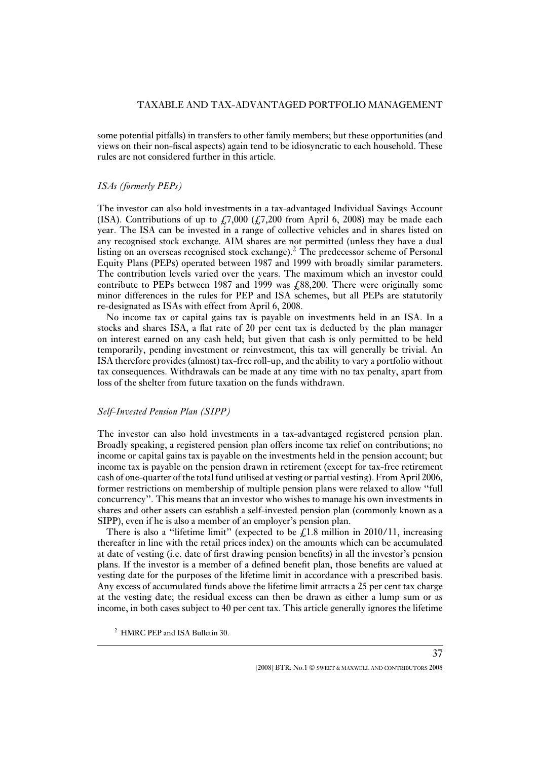some potential pitfalls) in transfers to other family members; but these opportunities (and views on their non-fiscal aspects) again tend to be idiosyncratic to each household. These rules are not considered further in this article.

### *ISAs (formerly PEPs)*

The investor can also hold investments in a tax-advantaged Individual Savings Account (ISA). Contributions of up to £7,000 (£7,200 from April 6, 2008) may be made each year. The ISA can be invested in a range of collective vehicles and in shares listed on any recognised stock exchange. AIM shares are not permitted (unless they have a dual listing on an overseas recognised stock exchange).[2] The predecessor scheme of Personal Equity Plans (PEPs) operated between 1987 and 1999 with broadly similar parameters. The contribution levels varied over the years. The maximum which an investor could contribute to PEPs between 1987 and 1999 was £88,200. There were originally some minor differences in the rules for PEP and ISA schemes, but all PEPs are statutorily re-designated as ISAs with effect from April 6, 2008.

No income tax or capital gains tax is payable on investments held in an ISA. In a stocks and shares ISA, a flat rate of 20 per cent tax is deducted by the plan manager on interest earned on any cash held; but given that cash is only permitted to be held temporarily, pending investment or reinvestment, this tax will generally be trivial. An ISA therefore provides (almost) tax-free roll-up, and the ability to vary a portfolio without tax consequences. Withdrawals can be made at any time with no tax penalty, apart from loss of the shelter from future taxation on the funds withdrawn.

### *Self-Invested Pension Plan (SIPP)*

The investor can also hold investments in a tax-advantaged registered pension plan. Broadly speaking, a registered pension plan offers income tax relief on contributions; no income or capital gains tax is payable on the investments held in the pension account; but income tax is payable on the pension drawn in retirement (except for tax-free retirement cash of one-quarter of the total fund utilised at vesting or partial vesting). From April 2006, former restrictions on membership of multiple pension plans were relaxed to allow "full concurrency". This means that an investor who wishes to manage his own investments in shares and other assets can establish a self-invested pension plan (commonly known as a SIPP), even if he is also a member of an employer's pension plan.

There is also a "lifetime limit" (expected to be £1.8 million in 2010/11, increasing thereafter in line with the retail prices index) on the amounts which can be accumulated at date of vesting (i.e. date of first drawing pension benefits) in all the investor's pension plans. If the investor is a member of a defined benefit plan, those benefits are valued at vesting date for the purposes of the lifetime limit in accordance with a prescribed basis. Any excess of accumulated funds above the lifetime limit attracts a 25 per cent tax charge at the vesting date; the residual excess can then be drawn as either a lump sum or as income, in both cases subject to 40 per cent tax. This article generally ignores the lifetime

[2] HMRC PEP and ISA Bulletin 30.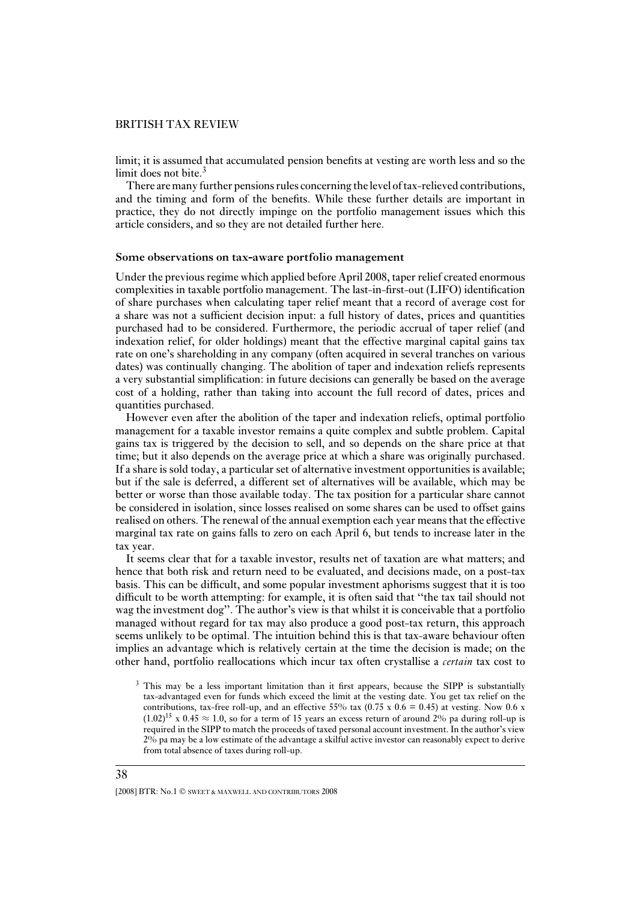limit; it is assumed that accumulated pension benefits at vesting are worth less and so the limit does not bite.[3]

There are many further pensions rules concerning the level of tax-relieved contributions, and the timing and form of the benefits. While these further details are important in practice, they do not directly impinge on the portfolio management issues which this article considers, and so they are not detailed further here.

### Some observations on tax-aware portfolio management

Under the previous regime which applied before April 2008, taper relief created enormous complexities in taxable portfolio management. The last-in-first-out (LIFO) identification of share purchases when calculating taper relief meant that a record of average cost for a share was not a sufficient decision input: a full history of dates, prices and quantities purchased had to be considered. Furthermore, the periodic accrual of taper relief (and indexation relief, for older holdings) meant that the effective marginal capital gains tax rate on one's shareholding in any company (often acquired in several tranches on various dates) was continually changing. The abolition of taper and indexation reliefs represents a very substantial simplification: in future decisions can generally be based on the average cost of a holding, rather than taking into account the full record of dates, prices and quantities purchased.

However even after the abolition of the taper and indexation reliefs, optimal portfolio management for a taxable investor remains a quite complex and subtle problem. Capital gains tax is triggered by the decision to sell, and so depends on the share price at that time; but it also depends on the average price at which a share was originally purchased. If a share is sold today, a particular set of alternative investment opportunities is available; but if the sale is deferred, a different set of alternatives will be available, which may be better or worse than those available today. The tax position for a particular share cannot be considered in isolation, since losses realised on some shares can be used to offset gains realised on others. The renewal of the annual exemption each year means that the effective marginal tax rate on gains falls to zero on each April 6, but tends to increase later in the tax year.

It seems clear that for a taxable investor, results net of taxation are what matters; and hence that both risk and return need to be evaluated, and decisions made, on a post-tax basis. This can be difficult, and some popular investment aphorisms suggest that it is too difficult to be worth attempting: for example, it is often said that "the tax tail should not wag the investment dog". The author's view is that whilst it is conceivable that a portfolio managed without regard for tax may also produce a good post-tax return, this approach seems unlikely to be optimal. The intuition behind this is that tax-aware behaviour often implies an advantage which is relatively certain at the time the decision is made; on the other hand, portfolio reallocations which incur tax often crystallise a *certain* tax cost to

[3] This may be a less important limitation than it first appears, because the SIPP is substantially tax-advantaged even for funds which exceed the limit at the vesting date. You get tax relief on the contributions, tax-free roll-up, and an effective 55% tax ($0.75 \times 0.6 = 0.45$) at vesting. Now $0.6 \times (1.02)^{15} \times 0.45 \approx 1.0$, so for a term of 15 years an excess return of around 2% pa during roll-up is required in the SIPP to match the proceeds of taxed personal account investment. In the author's view 2% pa may be a low estimate of the advantage a skilful active investor can reasonably expect to derive from total absence of taxes during roll-up.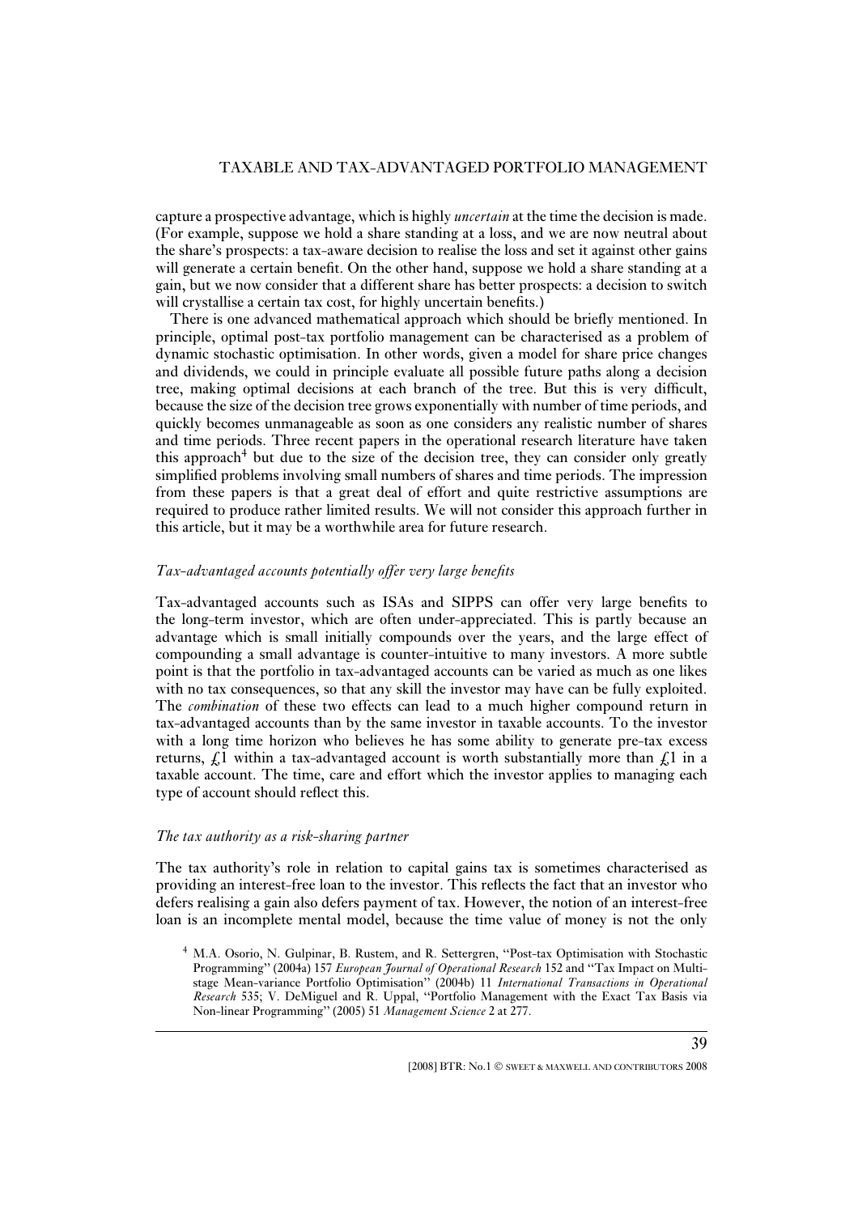capture a prospective advantage, which is highly *uncertain* at the time the decision is made. (For example, suppose we hold a share standing at a loss, and we are now neutral about the share's prospects: a tax-aware decision to realise the loss and set it against other gains will generate a certain benefit. On the other hand, suppose we hold a share standing at a gain, but we now consider that a different share has better prospects: a decision to switch will crystallise a certain tax cost, for highly uncertain benefits.)

There is one advanced mathematical approach which should be briefly mentioned. In principle, optimal post-tax portfolio management can be characterised as a problem of dynamic stochastic optimisation. In other words, given a model for share price changes and dividends, we could in principle evaluate all possible future paths along a decision tree, making optimal decisions at each branch of the tree. But this is very difficult, because the size of the decision tree grows exponentially with number of time periods, and quickly becomes unmanageable as soon as one considers any realistic number of shares and time periods. Three recent papers in the operational research literature have taken this approach[4] but due to the size of the decision tree, they can consider only greatly simplified problems involving small numbers of shares and time periods. The impression from these papers is that a great deal of effort and quite restrictive assumptions are required to produce rather limited results. We will not consider this approach further in this article, but it may be a worthwhile area for future research.

### *Tax-advantaged accounts potentially offer very large benefits*

Tax-advantaged accounts such as ISAs and SIPPS can offer very large benefits to the long-term investor, which are often under-appreciated. This is partly because an advantage which is small initially compounds over the years, and the large effect of compounding a small advantage is counter-intuitive to many investors. A more subtle point is that the portfolio in tax-advantaged accounts can be varied as much as one likes with no tax consequences, so that any skill the investor may have can be fully exploited. The *combination* of these two effects can lead to a much higher compound return in tax-advantaged accounts than by the same investor in taxable accounts. To the investor with a long time horizon who believes he has some ability to generate pre-tax excess returns, £1 within a tax-advantaged account is worth substantially more than £1 in a taxable account. The time, care and effort which the investor applies to managing each type of account should reflect this.

### *The tax authority as a risk-sharing partner*

The tax authority's role in relation to capital gains tax is sometimes characterised as providing an interest-free loan to the investor. This reflects the fact that an investor who defers realising a gain also defers payment of tax. However, the notion of an interest-free loan is an incomplete mental model, because the time value of money is not the only

---

[4] M.A. Osorio, N. Gulpinar, B. Rustem, and R. Settergren, "Post-tax Optimisation with Stochastic Programming" (2004a) 157 *European Journal of Operational Research* 152 and "Tax Impact on Multi-stage Mean-variance Portfolio Optimisation" (2004b) 11 *International Transactions in Operational Research* 535; V. DeMiguel and R. Uppal, "Portfolio Management with the Exact Tax Basis via Non-linear Programming" (2005) 51 *Management Science* 2 at 277.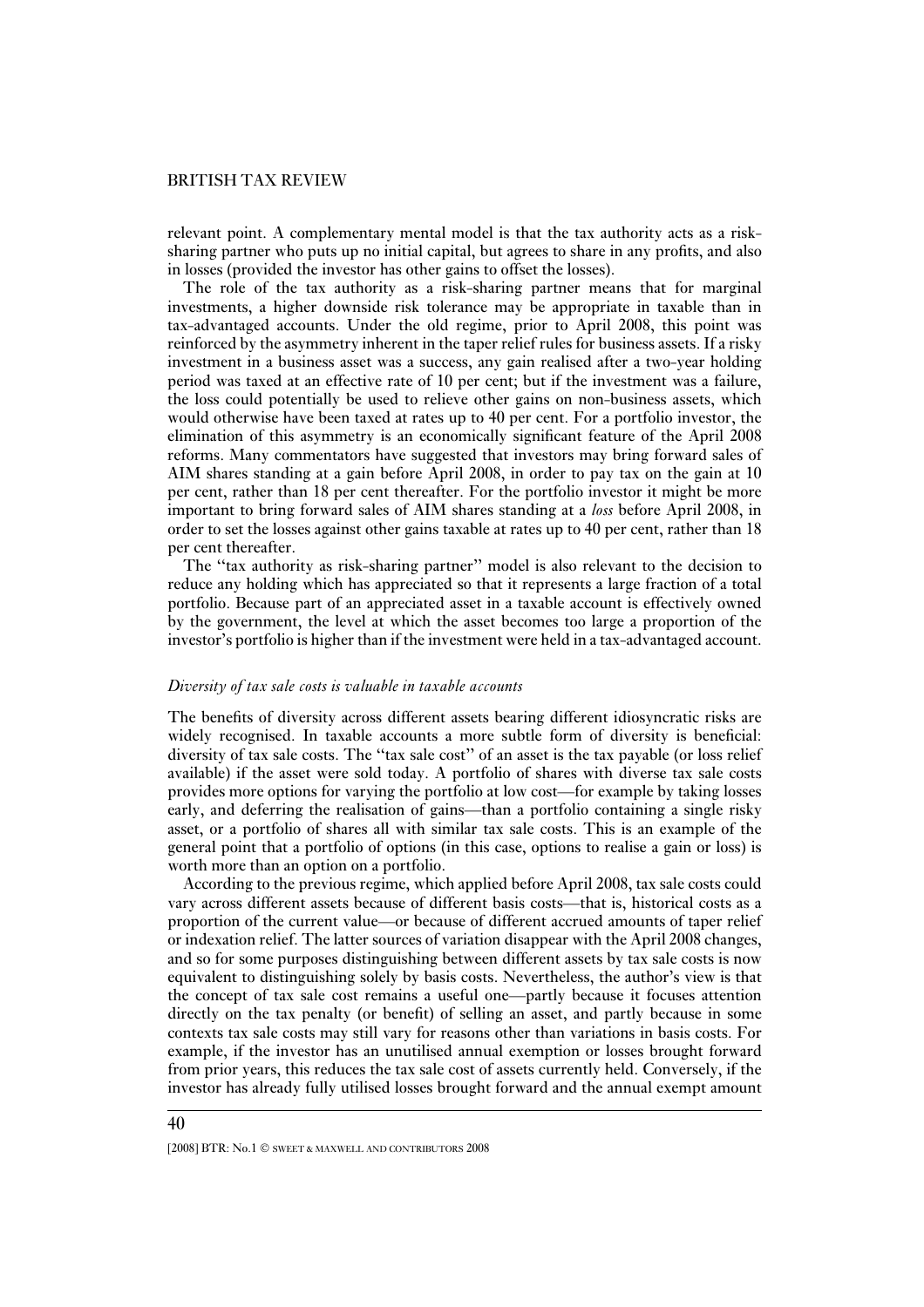relevant point. A complementary mental model is that the tax authority acts as a risk-sharing partner who puts up no initial capital, but agrees to share in any profits, and also in losses (provided the investor has other gains to offset the losses).

The role of the tax authority as a risk-sharing partner means that for marginal investments, a higher downside risk tolerance may be appropriate in taxable than in tax-advantaged accounts. Under the old regime, prior to April 2008, this point was reinforced by the asymmetry inherent in the taper relief rules for business assets. If a risky investment in a business asset was a success, any gain realised after a two-year holding period was taxed at an effective rate of 10 per cent; but if the investment was a failure, the loss could potentially be used to relieve other gains on non-business assets, which would otherwise have been taxed at rates up to 40 per cent. For a portfolio investor, the elimination of this asymmetry is an economically significant feature of the April 2008 reforms. Many commentators have suggested that investors may bring forward sales of AIM shares standing at a gain before April 2008, in order to pay tax on the gain at 10 per cent, rather than 18 per cent thereafter. For the portfolio investor it might be more important to bring forward sales of AIM shares standing at a *loss* before April 2008, in order to set the losses against other gains taxable at rates up to 40 per cent, rather than 18 per cent thereafter.

The "tax authority as risk-sharing partner" model is also relevant to the decision to reduce any holding which has appreciated so that it represents a large fraction of a total portfolio. Because part of an appreciated asset in a taxable account is effectively owned by the government, the level at which the asset becomes too large a proportion of the investor's portfolio is higher than if the investment were held in a tax-advantaged account.

### *Diversity of tax sale costs is valuable in taxable accounts*

The benefits of diversity across different assets bearing different idiosyncratic risks are widely recognised. In taxable accounts a more subtle form of diversity is beneficial: diversity of tax sale costs. The "tax sale cost" of an asset is the tax payable (or loss relief available) if the asset were sold today. A portfolio of shares with diverse tax sale costs provides more options for varying the portfolio at low cost—for example by taking losses early, and deferring the realisation of gains—than a portfolio containing a single risky asset, or a portfolio of shares all with similar tax sale costs. This is an example of the general point that a portfolio of options (in this case, options to realise a gain or loss) is worth more than an option on a portfolio.

According to the previous regime, which applied before April 2008, tax sale costs could vary across different assets because of different basis costs—that is, historical costs as a proportion of the current value—or because of different accrued amounts of taper relief or indexation relief. The latter sources of variation disappear with the April 2008 changes, and so for some purposes distinguishing between different assets by tax sale costs is now equivalent to distinguishing solely by basis costs. Nevertheless, the author's view is that the concept of tax sale cost remains a useful one—partly because it focuses attention directly on the tax penalty (or benefit) of selling an asset, and partly because in some contexts tax sale costs may still vary for reasons other than variations in basis costs. For example, if the investor has an unutilised annual exemption or losses brought forward from prior years, this reduces the tax sale cost of assets currently held. Conversely, if the investor has already fully utilised losses brought forward and the annual exempt amount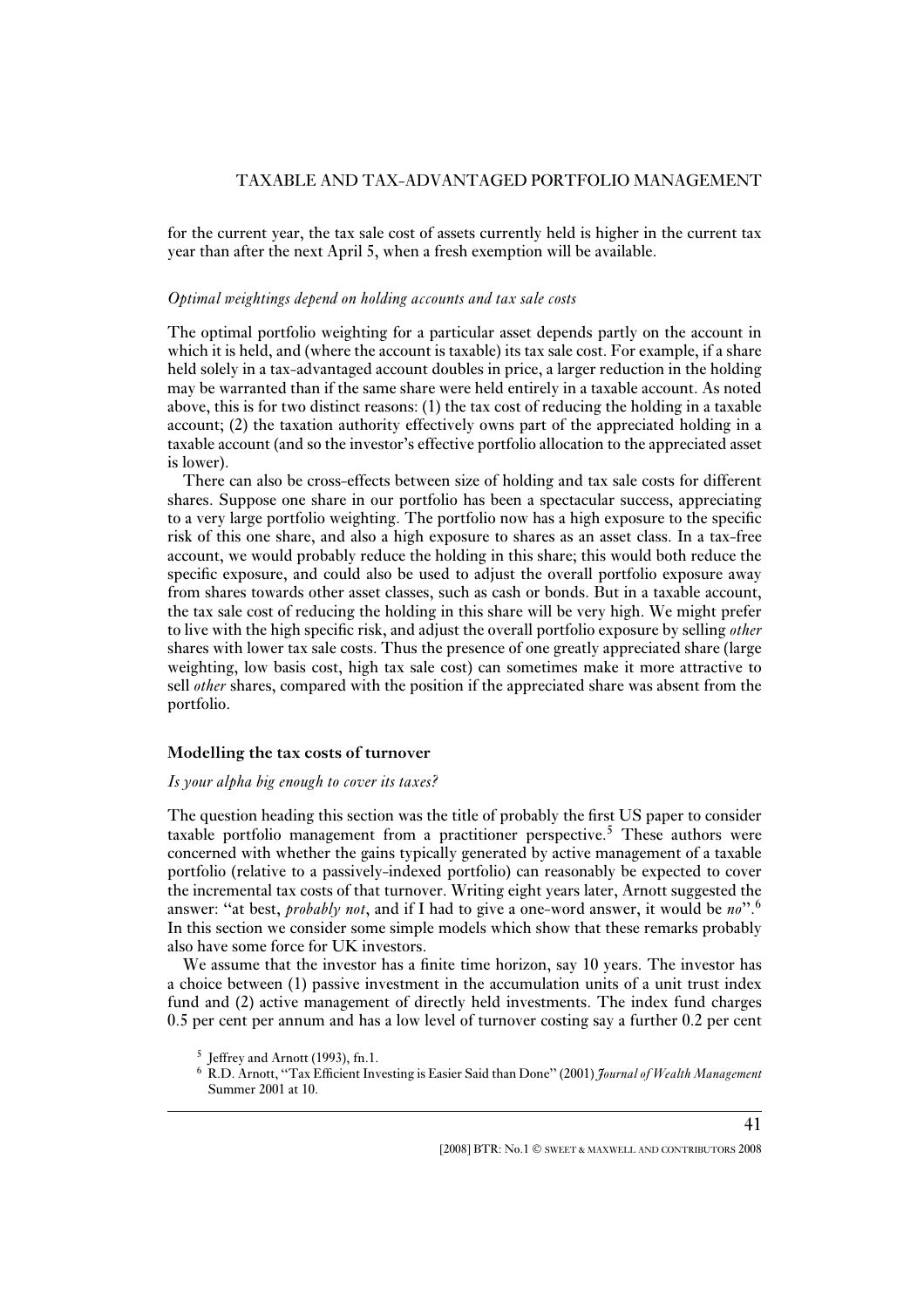for the current year, the tax sale cost of assets currently held is higher in the current tax year than after the next April 5, when a fresh exemption will be available.

*Optimal weightings depend on holding accounts and tax sale costs*

The optimal portfolio weighting for a particular asset depends partly on the account in which it is held, and (where the account is taxable) its tax sale cost. For example, if a share held solely in a tax-advantaged account doubles in price, a larger reduction in the holding may be warranted than if the same share were held entirely in a taxable account. As noted above, this is for two distinct reasons: (1) the tax cost of reducing the holding in a taxable account; (2) the taxation authority effectively owns part of the appreciated holding in a taxable account (and so the investor's effective portfolio allocation to the appreciated asset is lower).

There can also be cross-effects between size of holding and tax sale costs for different shares. Suppose one share in our portfolio has been a spectacular success, appreciating to a very large portfolio weighting. The portfolio now has a high exposure to the specific risk of this one share, and also a high exposure to shares as an asset class. In a tax-free account, we would probably reduce the holding in this share; this would both reduce the specific exposure, and could also be used to adjust the overall portfolio exposure away from shares towards other asset classes, such as cash or bonds. But in a taxable account, the tax sale cost of reducing the holding in this share will be very high. We might prefer to live with the high specific risk, and adjust the overall portfolio exposure by selling *other* shares with lower tax sale costs. Thus the presence of one greatly appreciated share (large weighting, low basis cost, high tax sale cost) can sometimes make it more attractive to sell *other* shares, compared with the position if the appreciated share was absent from the portfolio.

## Modelling the tax costs of turnover

*Is your alpha big enough to cover its taxes?*

The question heading this section was the title of probably the first US paper to consider taxable portfolio management from a practitioner perspective.[5] These authors were concerned with whether the gains typically generated by active management of a taxable portfolio (relative to a passively-indexed portfolio) can reasonably be expected to cover the incremental tax costs of that turnover. Writing eight years later, Arnott suggested the answer: "at best, *probably not*, and if I had to give a one-word answer, it would be *no*".[6] In this section we consider some simple models which show that these remarks probably also have some force for UK investors.

We assume that the investor has a finite time horizon, say 10 years. The investor has a choice between (1) passive investment in the accumulation units of a unit trust index fund and (2) active management of directly held investments. The index fund charges 0.5 per cent per annum and has a low level of turnover costing say a further 0.2 per cent

[5] Jeffrey and Arnott (1993), fn.1.

[6] R.D. Arnott, "Tax Efficient Investing is Easier Said than Done" (2001) *Journal of Wealth Management* Summer 2001 at 10.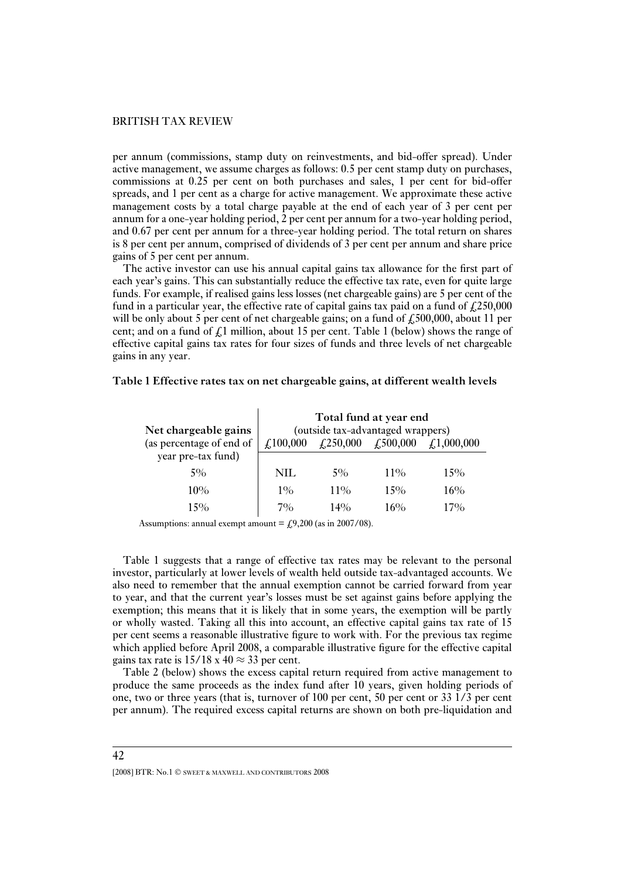per annum (commissions, stamp duty on reinvestments, and bid-offer spread). Under active management, we assume charges as follows: 0.5 per cent stamp duty on purchases, commissions at 0.25 per cent on both purchases and sales, 1 per cent for bid-offer spreads, and 1 per cent as a charge for active management. We approximate these active management costs by a total charge payable at the end of each year of 3 per cent per annum for a one-year holding period, 2 per cent per annum for a two-year holding period, and 0.67 per cent per annum for a three-year holding period. The total return on shares is 8 per cent per annum, comprised of dividends of 3 per cent per annum and share price gains of 5 per cent per annum.

The active investor can use his annual capital gains tax allowance for the first part of each year's gains. This can substantially reduce the effective tax rate, even for quite large funds. For example, if realised gains less losses (net chargeable gains) are 5 per cent of the fund in a particular year, the effective rate of capital gains tax paid on a fund of £250,000 will be only about 5 per cent of net chargeable gains; on a fund of £500,000, about 11 per cent; and on a fund of £1 million, about 15 per cent. Table 1 (below) shows the range of effective capital gains tax rates for four sizes of funds and three levels of net chargeable gains in any year.

**Table 1 Effective rates tax on net chargeable gains, at different wealth levels**

| Net chargeable gains (as percentage of end of year pre-tax fund) | Total fund at year end (outside tax-advantaged wrappers) | | | |
|---|---|---|---|---|
| | £100,000 | £250,000 | £500,000 | £1,000,000 |
| 5% | NIL | 5% | 11% | 15% |
| 10% | 1% | 11% | 15% | 16% |
| 15% | 7% | 14% | 16% | 17% |

Assumptions: annual exempt amount = £9,200 (as in 2007/08).

Table 1 suggests that a range of effective tax rates may be relevant to the personal investor, particularly at lower levels of wealth held outside tax-advantaged accounts. We also need to remember that the annual exemption cannot be carried forward from year to year, and that the current year's losses must be set against gains before applying the exemption; this means that it is likely that in some years, the exemption will be partly or wholly wasted. Taking all this into account, an effective capital gains tax rate of 15 per cent seems a reasonable illustrative figure to work with. For the previous tax regime which applied before April 2008, a comparable illustrative figure for the effective capital gains tax rate is $15/18 \times 40 \approx 33$ per cent.

Table 2 (below) shows the excess capital return required from active management to produce the same proceeds as the index fund after 10 years, given holding periods of one, two or three years (that is, turnover of 100 per cent, 50 per cent or 33 1/3 per cent per annum). The required excess capital returns are shown on both pre-liquidation and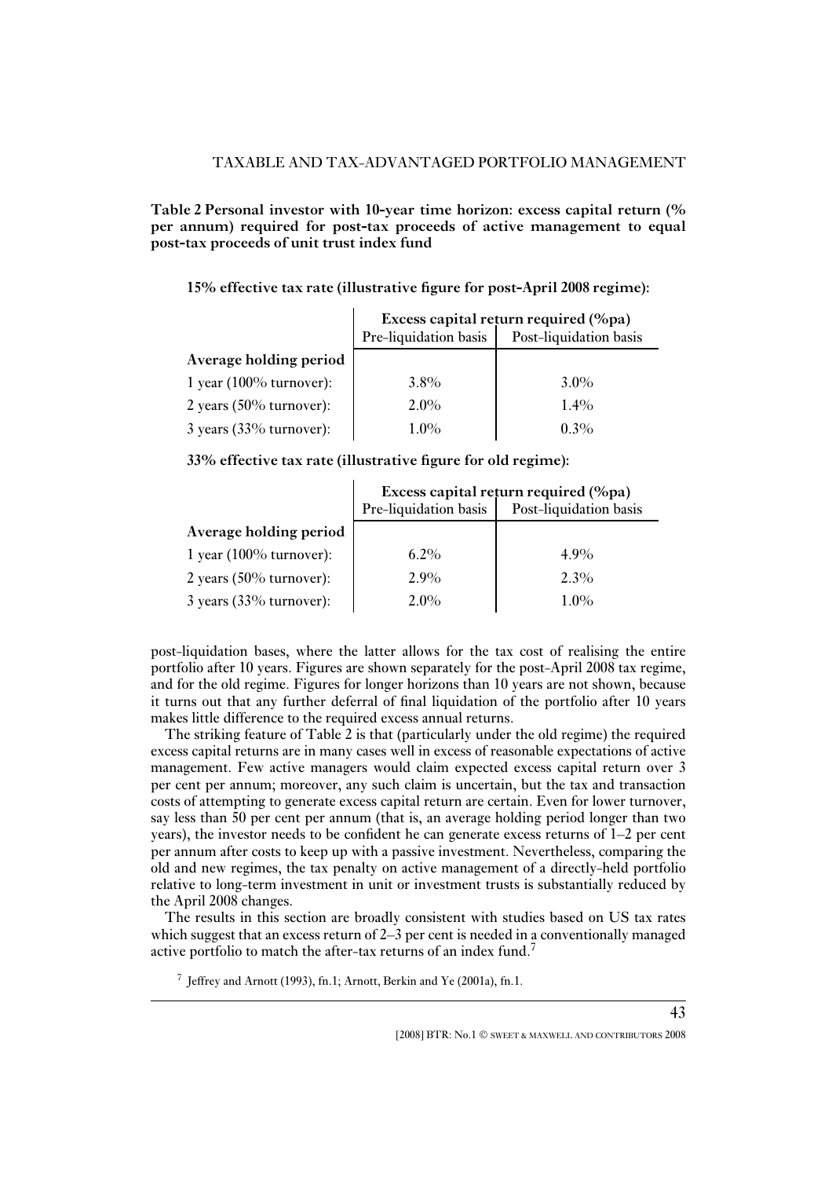**Table 2 Personal investor with 10-year time horizon: excess capital return (% per annum) required for post-tax proceeds of active management to equal post-tax proceeds of unit trust index fund**

**15% effective tax rate (illustrative figure for post-April 2008 regime):**

| | Excess capital return required (%pa) | |
|---|---|---|
| | Pre-liquidation basis | Post-liquidation basis |
| **Average holding period** | | |
| 1 year (100% turnover): | 3.8% | 3.0% |
| 2 years (50% turnover): | 2.0% | 1.4% |
| 3 years (33% turnover): | 1.0% | 0.3% |

**33% effective tax rate (illustrative figure for old regime):**

| | Excess capital return required (%pa) | |
|---|---|---|
| | Pre-liquidation basis | Post-liquidation basis |
| **Average holding period** | | |
| 1 year (100% turnover): | 6.2% | 4.9% |
| 2 years (50% turnover): | 2.9% | 2.3% |
| 3 years (33% turnover): | 2.0% | 1.0% |

post-liquidation bases, where the latter allows for the tax cost of realising the entire portfolio after 10 years. Figures are shown separately for the post-April 2008 tax regime, and for the old regime. Figures for longer horizons than 10 years are not shown, because it turns out that any further deferral of final liquidation of the portfolio after 10 years makes little difference to the required excess annual returns.

The striking feature of Table 2 is that (particularly under the old regime) the required excess capital returns are in many cases well in excess of reasonable expectations of active management. Few active managers would claim expected excess capital return over 3 per cent per annum; moreover, any such claim is uncertain, but the tax and transaction costs of attempting to generate excess capital return are certain. Even for lower turnover, say less than 50 per cent per annum (that is, an average holding period longer than two years), the investor needs to be confident he can generate excess returns of 1–2 per cent per annum after costs to keep up with a passive investment. Nevertheless, comparing the old and new regimes, the tax penalty on active management of a directly-held portfolio relative to long-term investment in unit or investment trusts is substantially reduced by the April 2008 changes.

The results in this section are broadly consistent with studies based on US tax rates which suggest that an excess return of 2–3 per cent is needed in a conventionally managed active portfolio to match the after-tax returns of an index fund.[7]

[7] Jeffrey and Arnott (1993), fn.1; Arnott, Berkin and Ye (2001a), fn.1.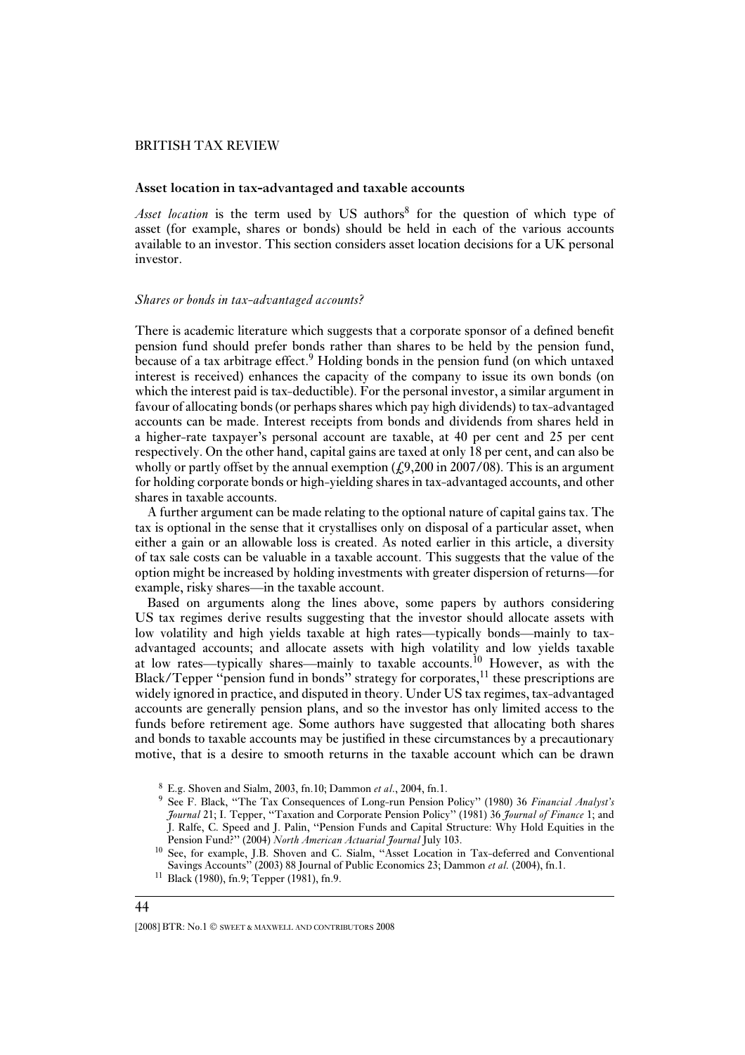### Asset location in tax-advantaged and taxable accounts

*Asset location* is the term used by US authors[8] for the question of which type of asset (for example, shares or bonds) should be held in each of the various accounts available to an investor. This section considers asset location decisions for a UK personal investor.

#### *Shares or bonds in tax-advantaged accounts?*

There is academic literature which suggests that a corporate sponsor of a defined benefit pension fund should prefer bonds rather than shares to be held by the pension fund, because of a tax arbitrage effect.[9] Holding bonds in the pension fund (on which untaxed interest is received) enhances the capacity of the company to issue its own bonds (on which the interest paid is tax-deductible). For the personal investor, a similar argument in favour of allocating bonds (or perhaps shares which pay high dividends) to tax-advantaged accounts can be made. Interest receipts from bonds and dividends from shares held in a higher-rate taxpayer's personal account are taxable, at 40 per cent and 25 per cent respectively. On the other hand, capital gains are taxed at only 18 per cent, and can also be wholly or partly offset by the annual exemption (£9,200 in 2007/08). This is an argument for holding corporate bonds or high-yielding shares in tax-advantaged accounts, and other shares in taxable accounts.

A further argument can be made relating to the optional nature of capital gains tax. The tax is optional in the sense that it crystallises only on disposal of a particular asset, when either a gain or an allowable loss is created. As noted earlier in this article, a diversity of tax sale costs can be valuable in a taxable account. This suggests that the value of the option might be increased by holding investments with greater dispersion of returns—for example, risky shares—in the taxable account.

Based on arguments along the lines above, some papers by authors considering US tax regimes derive results suggesting that the investor should allocate assets with low volatility and high yields taxable at high rates—typically bonds—mainly to tax-advantaged accounts; and allocate assets with high volatility and low yields taxable at low rates—typically shares—mainly to taxable accounts.[10] However, as with the Black/Tepper "pension fund in bonds" strategy for corporates,[11] these prescriptions are widely ignored in practice, and disputed in theory. Under US tax regimes, tax-advantaged accounts are generally pension plans, and so the investor has only limited access to the funds before retirement age. Some authors have suggested that allocating both shares and bonds to taxable accounts may be justified in these circumstances by a precautionary motive, that is a desire to smooth returns in the taxable account which can be drawn

---

[8] E.g. Shoven and Sialm, 2003, fn.10; Dammon *et al*., 2004, fn.1.

[9] See F. Black, "The Tax Consequences of Long-run Pension Policy" (1980) 36 *Financial Analyst's Journal* 21; I. Tepper, "Taxation and Corporate Pension Policy" (1981) 36 *Journal of Finance* 1; and J. Ralfe, C. Speed and J. Palin, "Pension Funds and Capital Structure: Why Hold Equities in the Pension Fund?" (2004) *North American Actuarial Journal* July 103.

[10] See, for example, J.B. Shoven and C. Sialm, "Asset Location in Tax-deferred and Conventional Savings Accounts" (2003) 88 Journal of Public Economics 23; Dammon *et al.* (2004), fn.1.

[11] Black (1980), fn.9; Tepper (1981), fn.9.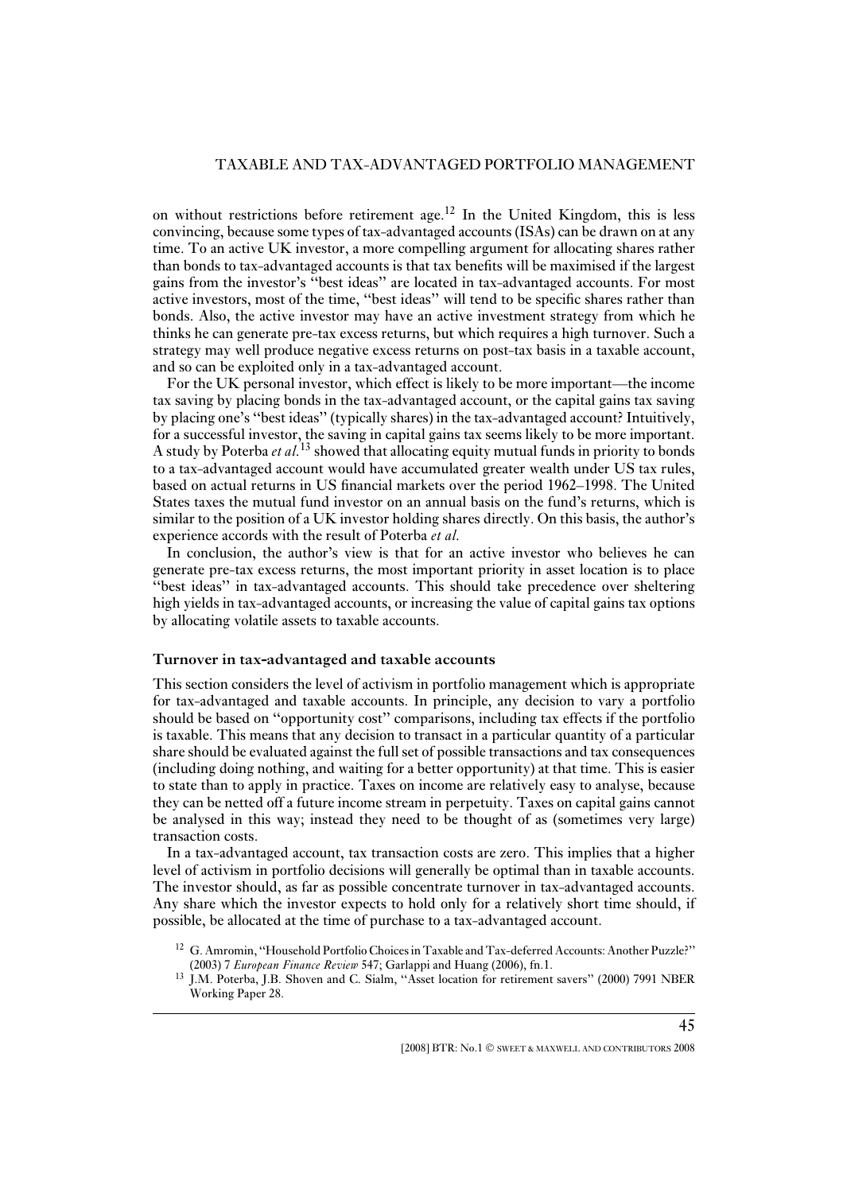on without restrictions before retirement age.[12] In the United Kingdom, this is less convincing, because some types of tax-advantaged accounts (ISAs) can be drawn on at any time. To an active UK investor, a more compelling argument for allocating shares rather than bonds to tax-advantaged accounts is that tax benefits will be maximised if the largest gains from the investor's "best ideas" are located in tax-advantaged accounts. For most active investors, most of the time, "best ideas" will tend to be specific shares rather than bonds. Also, the active investor may have an active investment strategy from which he thinks he can generate pre-tax excess returns, but which requires a high turnover. Such a strategy may well produce negative excess returns on post-tax basis in a taxable account, and so can be exploited only in a tax-advantaged account.

For the UK personal investor, which effect is likely to be more important—the income tax saving by placing bonds in the tax-advantaged account, or the capital gains tax saving by placing one's "best ideas" (typically shares) in the tax-advantaged account? Intuitively, for a successful investor, the saving in capital gains tax seems likely to be more important. A study by Poterba *et al.*[13] showed that allocating equity mutual funds in priority to bonds to a tax-advantaged account would have accumulated greater wealth under US tax rules, based on actual returns in US financial markets over the period 1962–1998. The United States taxes the mutual fund investor on an annual basis on the fund's returns, which is similar to the position of a UK investor holding shares directly. On this basis, the author's experience accords with the result of Poterba *et al.*

In conclusion, the author's view is that for an active investor who believes he can generate pre-tax excess returns, the most important priority in asset location is to place "best ideas" in tax-advantaged accounts. This should take precedence over sheltering high yields in tax-advantaged accounts, or increasing the value of capital gains tax options by allocating volatile assets to taxable accounts.

### Turnover in tax-advantaged and taxable accounts

This section considers the level of activism in portfolio management which is appropriate for tax-advantaged and taxable accounts. In principle, any decision to vary a portfolio should be based on "opportunity cost" comparisons, including tax effects if the portfolio is taxable. This means that any decision to transact in a particular quantity of a particular share should be evaluated against the full set of possible transactions and tax consequences (including doing nothing, and waiting for a better opportunity) at that time. This is easier to state than to apply in practice. Taxes on income are relatively easy to analyse, because they can be netted off a future income stream in perpetuity. Taxes on capital gains cannot be analysed in this way; instead they need to be thought of as (sometimes very large) transaction costs.

In a tax-advantaged account, tax transaction costs are zero. This implies that a higher level of activism in portfolio decisions will generally be optimal than in taxable accounts. The investor should, as far as possible concentrate turnover in tax-advantaged accounts. Any share which the investor expects to hold only for a relatively short time should, if possible, be allocated at the time of purchase to a tax-advantaged account.

[12] G. Amromin, "Household Portfolio Choices in Taxable and Tax-deferred Accounts: Another Puzzle?" (2003) 7 *European Finance Review* 547; Garlappi and Huang (2006), fn.1.

[13] J.M. Poterba, J.B. Shoven and C. Sialm, "Asset location for retirement savers" (2000) 7991 NBER Working Paper 28.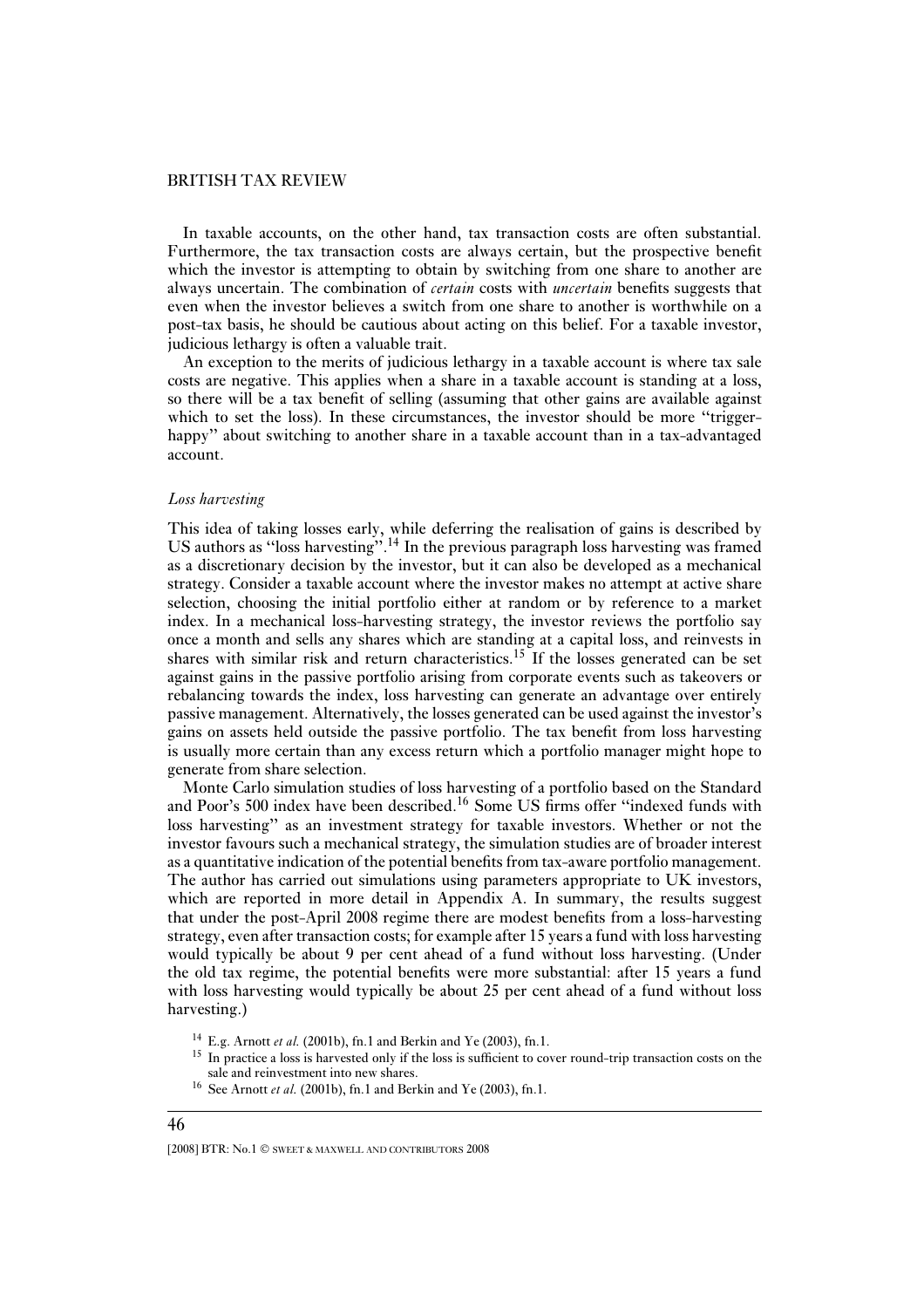In taxable accounts, on the other hand, tax transaction costs are often substantial. Furthermore, the tax transaction costs are always certain, but the prospective benefit which the investor is attempting to obtain by switching from one share to another are always uncertain. The combination of *certain* costs with *uncertain* benefits suggests that even when the investor believes a switch from one share to another is worthwhile on a post-tax basis, he should be cautious about acting on this belief. For a taxable investor, judicious lethargy is often a valuable trait.

An exception to the merits of judicious lethargy in a taxable account is where tax sale costs are negative. This applies when a share in a taxable account is standing at a loss, so there will be a tax benefit of selling (assuming that other gains are available against which to set the loss). In these circumstances, the investor should be more "trigger-happy" about switching to another share in a taxable account than in a tax-advantaged account.

### *Loss harvesting*

This idea of taking losses early, while deferring the realisation of gains is described by US authors as "loss harvesting".[14] In the previous paragraph loss harvesting was framed as a discretionary decision by the investor, but it can also be developed as a mechanical strategy. Consider a taxable account where the investor makes no attempt at active share selection, choosing the initial portfolio either at random or by reference to a market index. In a mechanical loss-harvesting strategy, the investor reviews the portfolio say once a month and sells any shares which are standing at a capital loss, and reinvests in shares with similar risk and return characteristics.[15] If the losses generated can be set against gains in the passive portfolio arising from corporate events such as takeovers or rebalancing towards the index, loss harvesting can generate an advantage over entirely passive management. Alternatively, the losses generated can be used against the investor's gains on assets held outside the passive portfolio. The tax benefit from loss harvesting is usually more certain than any excess return which a portfolio manager might hope to generate from share selection.

Monte Carlo simulation studies of loss harvesting of a portfolio based on the Standard and Poor's 500 index have been described.[16] Some US firms offer "indexed funds with loss harvesting" as an investment strategy for taxable investors. Whether or not the investor favours such a mechanical strategy, the simulation studies are of broader interest as a quantitative indication of the potential benefits from tax-aware portfolio management. The author has carried out simulations using parameters appropriate to UK investors, which are reported in more detail in Appendix A. In summary, the results suggest that under the post-April 2008 regime there are modest benefits from a loss-harvesting strategy, even after transaction costs; for example after 15 years a fund with loss harvesting would typically be about 9 per cent ahead of a fund without loss harvesting. (Under the old tax regime, the potential benefits were more substantial: after 15 years a fund with loss harvesting would typically be about 25 per cent ahead of a fund without loss harvesting.)

[14] E.g. Arnott *et al.* (2001b), fn.1 and Berkin and Ye (2003), fn.1.

[15] In practice a loss is harvested only if the loss is sufficient to cover round-trip transaction costs on the sale and reinvestment into new shares.

[16] See Arnott *et al.* (2001b), fn.1 and Berkin and Ye (2003), fn.1.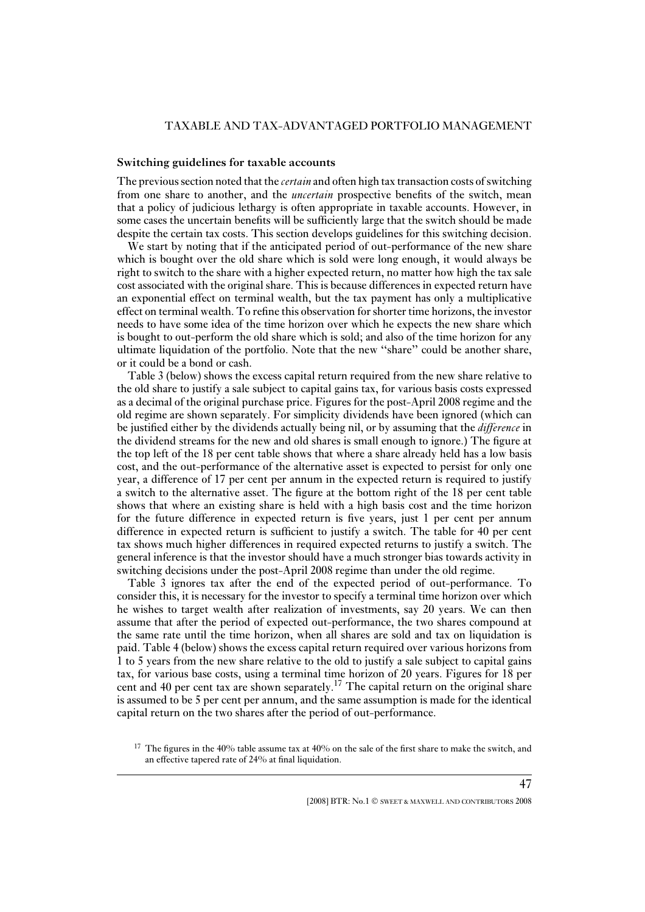### Switching guidelines for taxable accounts

The previous section noted that the *certain* and often high tax transaction costs of switching from one share to another, and the *uncertain* prospective benefits of the switch, mean that a policy of judicious lethargy is often appropriate in taxable accounts. However, in some cases the uncertain benefits will be sufficiently large that the switch should be made despite the certain tax costs. This section develops guidelines for this switching decision.

We start by noting that if the anticipated period of out-performance of the new share which is bought over the old share which is sold were long enough, it would always be right to switch to the share with a higher expected return, no matter how high the tax sale cost associated with the original share. This is because differences in expected return have an exponential effect on terminal wealth, but the tax payment has only a multiplicative effect on terminal wealth. To refine this observation for shorter time horizons, the investor needs to have some idea of the time horizon over which he expects the new share which is bought to out-perform the old share which is sold; and also of the time horizon for any ultimate liquidation of the portfolio. Note that the new "share" could be another share, or it could be a bond or cash.

Table 3 (below) shows the excess capital return required from the new share relative to the old share to justify a sale subject to capital gains tax, for various basis costs expressed as a decimal of the original purchase price. Figures for the post-April 2008 regime and the old regime are shown separately. For simplicity dividends have been ignored (which can be justified either by the dividends actually being nil, or by assuming that the *difference* in the dividend streams for the new and old shares is small enough to ignore.) The figure at the top left of the 18 per cent table shows that where a share already held has a low basis cost, and the out-performance of the alternative asset is expected to persist for only one year, a difference of 17 per cent per annum in the expected return is required to justify a switch to the alternative asset. The figure at the bottom right of the 18 per cent table shows that where an existing share is held with a high basis cost and the time horizon for the future difference in expected return is five years, just 1 per cent per annum difference in expected return is sufficient to justify a switch. The table for 40 per cent tax shows much higher differences in required expected returns to justify a switch. The general inference is that the investor should have a much stronger bias towards activity in switching decisions under the post-April 2008 regime than under the old regime.

Table 3 ignores tax after the end of the expected period of out-performance. To consider this, it is necessary for the investor to specify a terminal time horizon over which he wishes to target wealth after realization of investments, say 20 years. We can then assume that after the period of expected out-performance, the two shares compound at the same rate until the time horizon, when all shares are sold and tax on liquidation is paid. Table 4 (below) shows the excess capital return required over various horizons from 1 to 5 years from the new share relative to the old to justify a sale subject to capital gains tax, for various base costs, using a terminal time horizon of 20 years. Figures for 18 per cent and 40 per cent tax are shown separately.[17] The capital return on the original share is assumed to be 5 per cent per annum, and the same assumption is made for the identical capital return on the two shares after the period of out-performance.

[17] The figures in the 40% table assume tax at 40% on the sale of the first share to make the switch, and an effective tapered rate of 24% at final liquidation.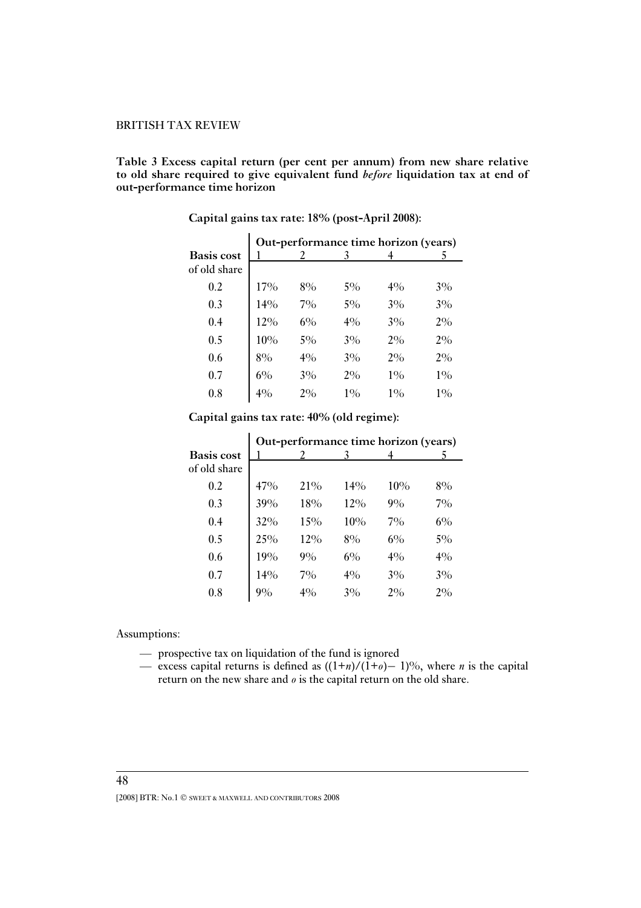**Table 3 Excess capital return (per cent per annum) from new share relative to old share required to give equivalent fund *before* liquidation tax at end of out-performance time horizon**

**Capital gains tax rate: 18% (post-April 2008):**

| Basis cost of old share | Out-performance time horizon (years) | | | | |
|---|---|---|---|---|---|
| | 1 | 2 | 3 | 4 | 5 |
| 0.2 | 17% | 8% | 5% | 4% | 3% |
| 0.3 | 14% | 7% | 5% | 3% | 3% |
| 0.4 | 12% | 6% | 4% | 3% | 2% |
| 0.5 | 10% | 5% | 3% | 2% | 2% |
| 0.6 | 8% | 4% | 3% | 2% | 2% |
| 0.7 | 6% | 3% | 2% | 1% | 1% |
| 0.8 | 4% | 2% | 1% | 1% | 1% |

**Capital gains tax rate: 40% (old regime):**

| Basis cost of old share | Out-performance time horizon (years) | | | | |
|---|---|---|---|---|---|
| | 1 | 2 | 3 | 4 | 5 |
| 0.2 | 47% | 21% | 14% | 10% | 8% |
| 0.3 | 39% | 18% | 12% | 9% | 7% |
| 0.4 | 32% | 15% | 10% | 7% | 6% |
| 0.5 | 25% | 12% | 8% | 6% | 5% |
| 0.6 | 19% | 9% | 6% | 4% | 4% |
| 0.7 | 14% | 7% | 4% | 3% | 3% |
| 0.8 | 9% | 4% | 3% | 2% | 2% |

Assumptions:

- prospective tax on liquidation of the fund is ignored
- excess capital returns is defined as $((1+n)/(1+o)- 1)\%$, where $n$ is the capital return on the new share and $o$ is the capital return on the old share.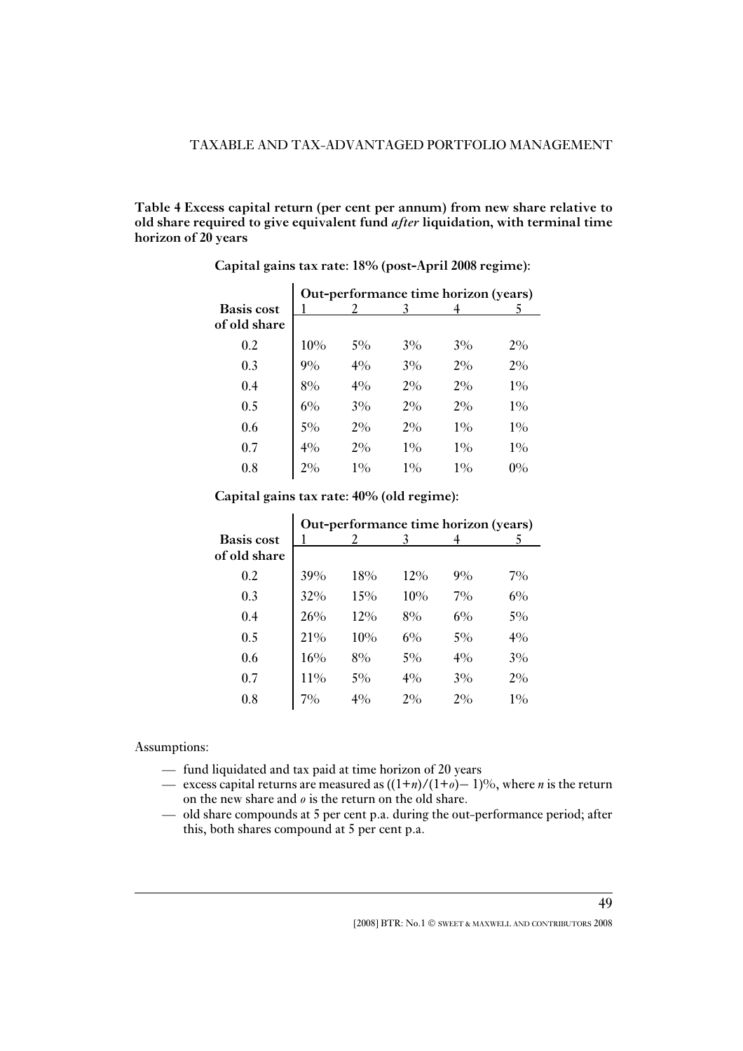**Table 4 Excess capital return (per cent per annum) from new share relative to old share required to give equivalent fund *after* liquidation, with terminal time horizon of 20 years**

**Capital gains tax rate: 18% (post-April 2008 regime):**

| Basis cost of old share | Out-performance time horizon (years) | | | | |
|---|---|---|---|---|---|
| | 1 | 2 | 3 | 4 | 5 |
| 0.2 | 10% | 5% | 3% | 3% | 2% |
| 0.3 | 9% | 4% | 3% | 2% | 2% |
| 0.4 | 8% | 4% | 2% | 2% | 1% |
| 0.5 | 6% | 3% | 2% | 2% | 1% |
| 0.6 | 5% | 2% | 2% | 1% | 1% |
| 0.7 | 4% | 2% | 1% | 1% | 1% |
| 0.8 | 2% | 1% | 1% | 1% | 0% |

**Capital gains tax rate: 40% (old regime):**

| Basis cost of old share | Out-performance time horizon (years) | | | | |
|---|---|---|---|---|---|
| | 1 | 2 | 3 | 4 | 5 |
| 0.2 | 39% | 18% | 12% | 9% | 7% |
| 0.3 | 32% | 15% | 10% | 7% | 6% |
| 0.4 | 26% | 12% | 8% | 6% | 5% |
| 0.5 | 21% | 10% | 6% | 5% | 4% |
| 0.6 | 16% | 8% | 5% | 4% | 3% |
| 0.7 | 11% | 5% | 4% | 3% | 2% |
| 0.8 | 7% | 4% | 2% | 2% | 1% |

Assumptions:

- fund liquidated and tax paid at time horizon of 20 years
- excess capital returns are measured as $((1+n)/(1+o)-1)$%, where $n$ is the return on the new share and $o$ is the return on the old share.
- old share compounds at 5 per cent p.a. during the out-performance period; after this, both shares compound at 5 per cent p.a.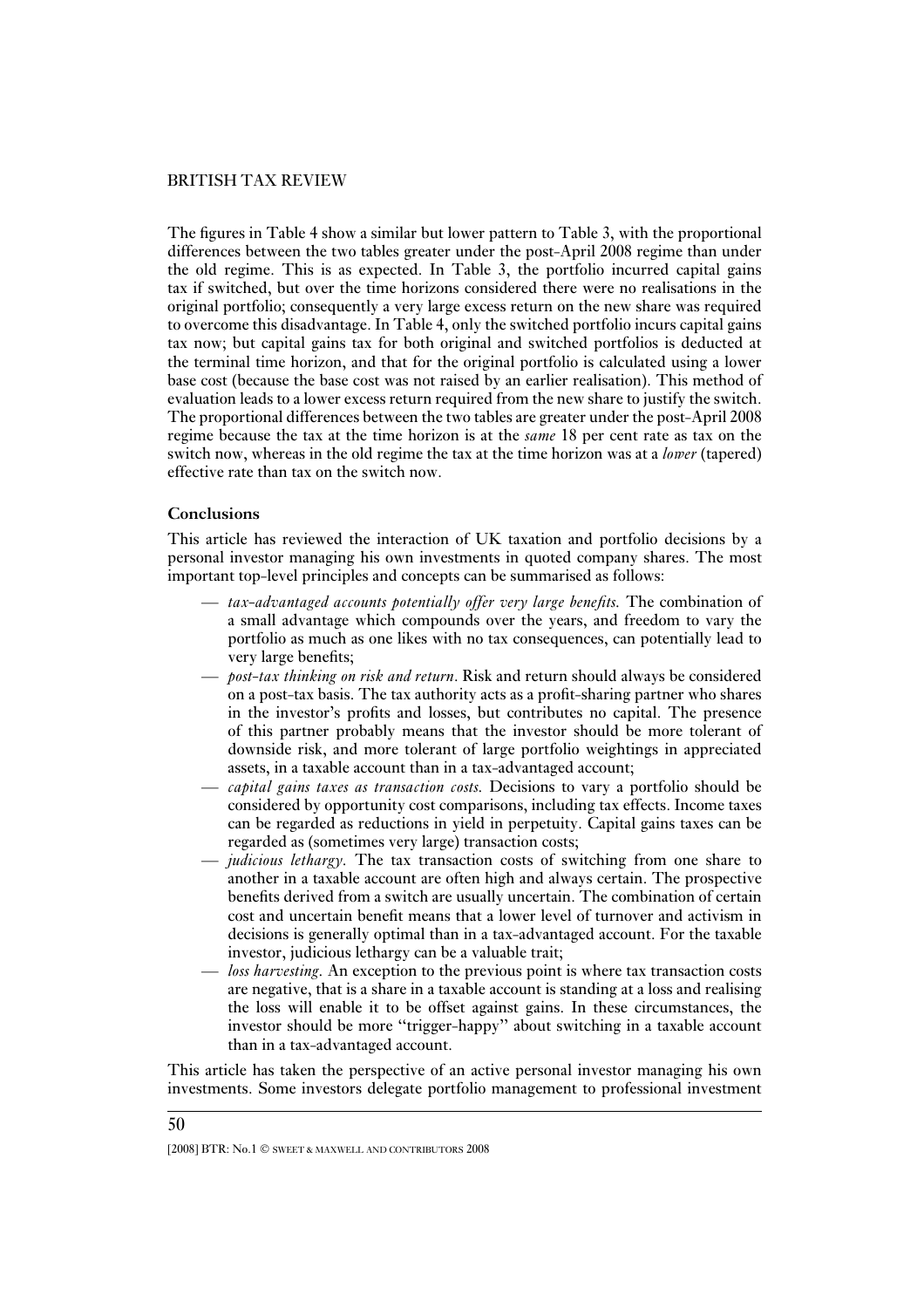The figures in Table 4 show a similar but lower pattern to Table 3, with the proportional differences between the two tables greater under the post-April 2008 regime than under the old regime. This is as expected. In Table 3, the portfolio incurred capital gains tax if switched, but over the time horizons considered there were no realisations in the original portfolio; consequently a very large excess return on the new share was required to overcome this disadvantage. In Table 4, only the switched portfolio incurs capital gains tax now; but capital gains tax for both original and switched portfolios is deducted at the terminal time horizon, and that for the original portfolio is calculated using a lower base cost (because the base cost was not raised by an earlier realisation). This method of evaluation leads to a lower excess return required from the new share to justify the switch. The proportional differences between the two tables are greater under the post-April 2008 regime because the tax at the time horizon is at the *same* 18 per cent rate as tax on the switch now, whereas in the old regime the tax at the time horizon was at a *lower* (tapered) effective rate than tax on the switch now.

## Conclusions

This article has reviewed the interaction of UK taxation and portfolio decisions by a personal investor managing his own investments in quoted company shares. The most important top-level principles and concepts can be summarised as follows:

- *tax-advantaged accounts potentially offer very large benefits.* The combination of a small advantage which compounds over the years, and freedom to vary the portfolio as much as one likes with no tax consequences, can potentially lead to very large benefits;
- *post-tax thinking on risk and return*. Risk and return should always be considered on a post-tax basis. The tax authority acts as a profit-sharing partner who shares in the investor's profits and losses, but contributes no capital. The presence of this partner probably means that the investor should be more tolerant of downside risk, and more tolerant of large portfolio weightings in appreciated assets, in a taxable account than in a tax-advantaged account;
- *capital gains taxes as transaction costs.* Decisions to vary a portfolio should be considered by opportunity cost comparisons, including tax effects. Income taxes can be regarded as reductions in yield in perpetuity. Capital gains taxes can be regarded as (sometimes very large) transaction costs;
- *judicious lethargy*. The tax transaction costs of switching from one share to another in a taxable account are often high and always certain. The prospective benefits derived from a switch are usually uncertain. The combination of certain cost and uncertain benefit means that a lower level of turnover and activism in decisions is generally optimal than in a tax-advantaged account. For the taxable investor, judicious lethargy can be a valuable trait;
- *loss harvesting*. An exception to the previous point is where tax transaction costs are negative, that is a share in a taxable account is standing at a loss and realising the loss will enable it to be offset against gains. In these circumstances, the investor should be more "trigger-happy" about switching in a taxable account than in a tax-advantaged account.

This article has taken the perspective of an active personal investor managing his own investments. Some investors delegate portfolio management to professional investment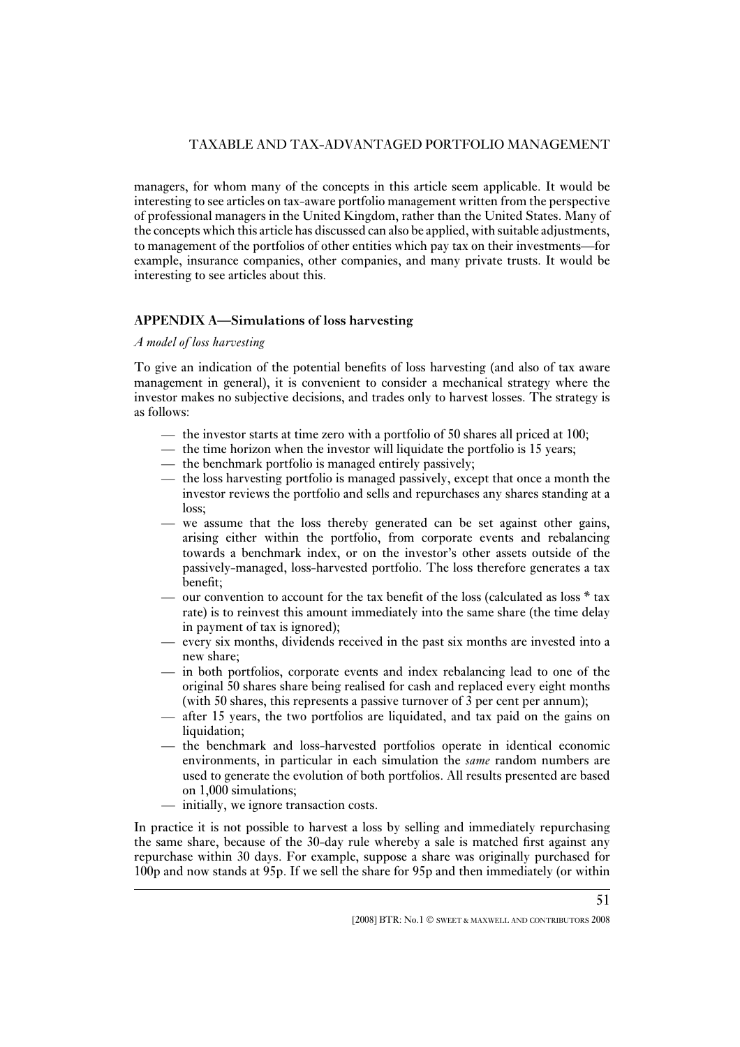managers, for whom many of the concepts in this article seem applicable. It would be interesting to see articles on tax-aware portfolio management written from the perspective of professional managers in the United Kingdom, rather than the United States. Many of the concepts which this article has discussed can also be applied, with suitable adjustments, to management of the portfolios of other entities which pay tax on their investments—for example, insurance companies, other companies, and many private trusts. It would be interesting to see articles about this.

## APPENDIX A—Simulations of loss harvesting

*A model of loss harvesting*

To give an indication of the potential benefits of loss harvesting (and also of tax aware management in general), it is convenient to consider a mechanical strategy where the investor makes no subjective decisions, and trades only to harvest losses. The strategy is as follows:

- the investor starts at time zero with a portfolio of 50 shares all priced at 100;
- the time horizon when the investor will liquidate the portfolio is 15 years;
- the benchmark portfolio is managed entirely passively;
- the loss harvesting portfolio is managed passively, except that once a month the investor reviews the portfolio and sells and repurchases any shares standing at a loss;
- we assume that the loss thereby generated can be set against other gains, arising either within the portfolio, from corporate events and rebalancing towards a benchmark index, or on the investor's other assets outside of the passively-managed, loss-harvested portfolio. The loss therefore generates a tax benefit;
- our convention to account for the tax benefit of the loss (calculated as loss * tax rate) is to reinvest this amount immediately into the same share (the time delay in payment of tax is ignored);
- every six months, dividends received in the past six months are invested into a new share;
- in both portfolios, corporate events and index rebalancing lead to one of the original 50 shares share being realised for cash and replaced every eight months (with 50 shares, this represents a passive turnover of 3 per cent per annum);
- after 15 years, the two portfolios are liquidated, and tax paid on the gains on liquidation;
- the benchmark and loss-harvested portfolios operate in identical economic environments, in particular in each simulation the *same* random numbers are used to generate the evolution of both portfolios. All results presented are based on 1,000 simulations;
- initially, we ignore transaction costs.

In practice it is not possible to harvest a loss by selling and immediately repurchasing the same share, because of the 30-day rule whereby a sale is matched first against any repurchase within 30 days. For example, suppose a share was originally purchased for 100p and now stands at 95p. If we sell the share for 95p and then immediately (or within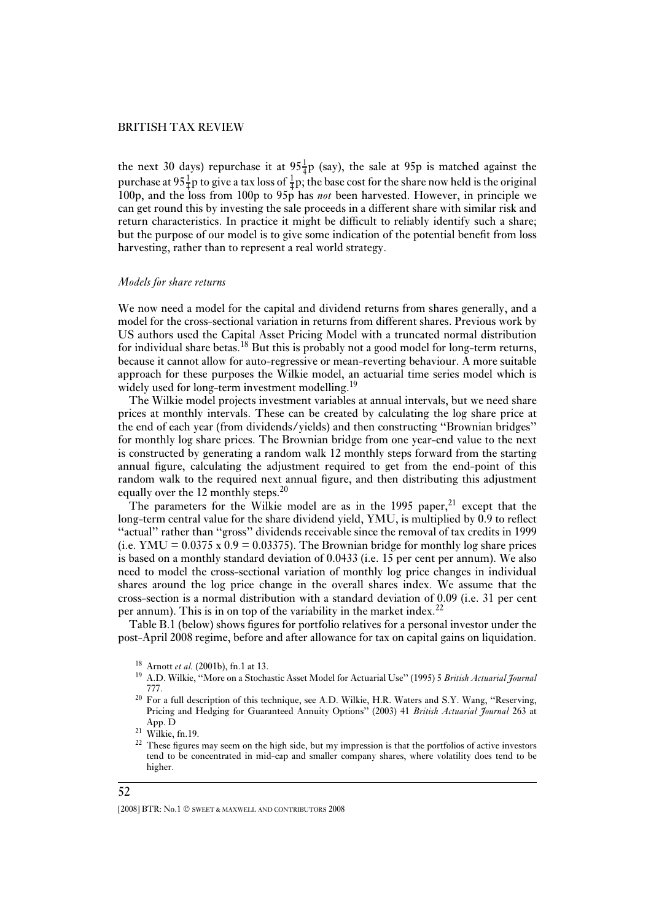the next 30 days) repurchase it at $95\frac{1}{4}$p (say), the sale at 95p is matched against the purchase at $95\frac{1}{4}$p to give a tax loss of $\frac{1}{4}$p; the base cost for the share now held is the original 100p, and the loss from 100p to 95p has *not* been harvested. However, in principle we can get round this by investing the sale proceeds in a different share with similar risk and return characteristics. In practice it might be difficult to reliably identify such a share; but the purpose of our model is to give some indication of the potential benefit from loss harvesting, rather than to represent a real world strategy.

### *Models for share returns*

We now need a model for the capital and dividend returns from shares generally, and a model for the cross-sectional variation in returns from different shares. Previous work by US authors used the Capital Asset Pricing Model with a truncated normal distribution for individual share betas.[18] But this is probably not a good model for long-term returns, because it cannot allow for auto-regressive or mean-reverting behaviour. A more suitable approach for these purposes the Wilkie model, an actuarial time series model which is widely used for long-term investment modelling.[19]

The Wilkie model projects investment variables at annual intervals, but we need share prices at monthly intervals. These can be created by calculating the log share price at the end of each year (from dividends/yields) and then constructing "Brownian bridges" for monthly log share prices. The Brownian bridge from one year-end value to the next is constructed by generating a random walk 12 monthly steps forward from the starting annual figure, calculating the adjustment required to get from the end-point of this random walk to the required next annual figure, and then distributing this adjustment equally over the 12 monthly steps.[20]

The parameters for the Wilkie model are as in the 1995 paper,[21] except that the long-term central value for the share dividend yield, YMU, is multiplied by 0.9 to reflect "actual" rather than "gross" dividends receivable since the removal of tax credits in 1999 (i.e. YMU = 0.0375 x 0.9 = 0.03375). The Brownian bridge for monthly log share prices is based on a monthly standard deviation of 0.0433 (i.e. 15 per cent per annum). We also need to model the cross-sectional variation of monthly log price changes in individual shares around the log price change in the overall shares index. We assume that the cross-section is a normal distribution with a standard deviation of 0.09 (i.e. 31 per cent per annum). This is in on top of the variability in the market index.[22]

Table B.1 (below) shows figures for portfolio relatives for a personal investor under the post-April 2008 regime, before and after allowance for tax on capital gains on liquidation.

[18] Arnott *et al.* (2001b), fn.1 at 13.

[19] A.D. Wilkie, "More on a Stochastic Asset Model for Actuarial Use" (1995) 5 *British Actuarial Journal* 777.

[20] For a full description of this technique, see A.D. Wilkie, H.R. Waters and S.Y. Wang, "Reserving, Pricing and Hedging for Guaranteed Annuity Options" (2003) 41 *British Actuarial Journal* 263 at App. D

[21] Wilkie, fn.19.

[22] These figures may seem on the high side, but my impression is that the portfolios of active investors tend to be concentrated in mid-cap and smaller company shares, where volatility does tend to be higher.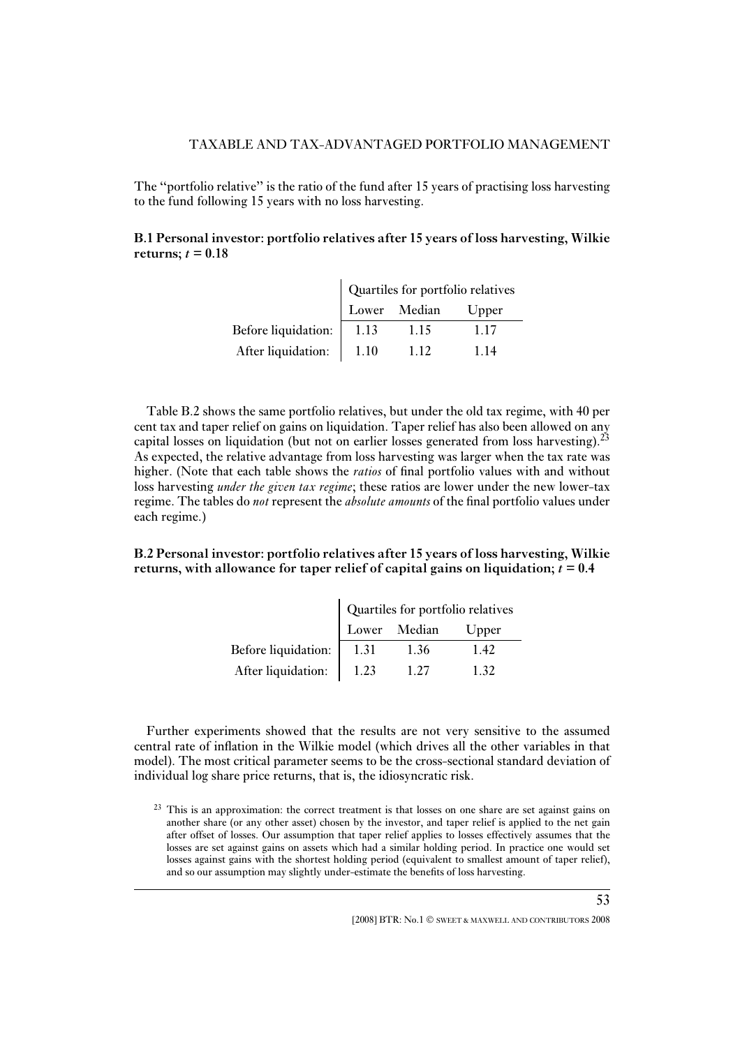The "portfolio relative" is the ratio of the fund after 15 years of practising loss harvesting to the fund following 15 years with no loss harvesting.

**B.1 Personal investor: portfolio relatives after 15 years of loss harvesting, Wilkie returns; $t = 0.18$**

| | Quartiles for portfolio relatives | | |
|---|---|---|---|
| | Lower | Median | Upper |
| Before liquidation: | 1.13 | 1.15 | 1.17 |
| After liquidation: | 1.10 | 1.12 | 1.14 |

Table B.2 shows the same portfolio relatives, but under the old tax regime, with 40 per cent tax and taper relief on gains on liquidation. Taper relief has also been allowed on any capital losses on liquidation (but not on earlier losses generated from loss harvesting).[23] As expected, the relative advantage from loss harvesting was larger when the tax rate was higher. (Note that each table shows the *ratios* of final portfolio values with and without loss harvesting *under the given tax regime*; these ratios are lower under the new lower-tax regime. The tables do *not* represent the *absolute amounts* of the final portfolio values under each regime.)

**B.2 Personal investor: portfolio relatives after 15 years of loss harvesting, Wilkie returns, with allowance for taper relief of capital gains on liquidation; $t = 0.4$**

| | Quartiles for portfolio relatives | | |
|---|---|---|---|
| | Lower | Median | Upper |
| Before liquidation: | 1.31 | 1.36 | 1.42 |
| After liquidation: | 1.23 | 1.27 | 1.32 |

Further experiments showed that the results are not very sensitive to the assumed central rate of inflation in the Wilkie model (which drives all the other variables in that model). The most critical parameter seems to be the cross-sectional standard deviation of individual log share price returns, that is, the idiosyncratic risk.

[23] This is an approximation: the correct treatment is that losses on one share are set against gains on another share (or any other asset) chosen by the investor, and taper relief is applied to the net gain after offset of losses. Our assumption that taper relief applies to losses effectively assumes that the losses are set against gains on assets which had a similar holding period. In practice one would set losses against gains with the shortest holding period (equivalent to smallest amount of taper relief), and so our assumption may slightly under-estimate the benefits of loss harvesting.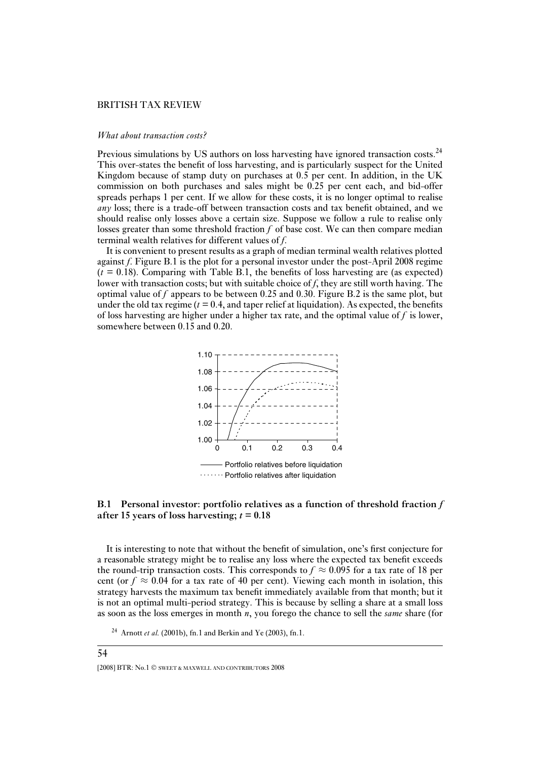*What about transaction costs?*

Previous simulations by US authors on loss harvesting have ignored transaction costs.[24] This over-states the benefit of loss harvesting, and is particularly suspect for the United Kingdom because of stamp duty on purchases at 0.5 per cent. In addition, in the UK commission on both purchases and sales might be 0.25 per cent each, and bid-offer spreads perhaps 1 per cent. If we allow for these costs, it is no longer optimal to realise *any* loss; there is a trade-off between transaction costs and tax benefit obtained, and we should realise only losses above a certain size. Suppose we follow a rule to realise only losses greater than some threshold fraction $f$ of base cost. We can then compare median terminal wealth relatives for different values of $f$.

It is convenient to present results as a graph of median terminal wealth relatives plotted against $f$. Figure B.1 is the plot for a personal investor under the post-April 2008 regime ($t = 0.18$). Comparing with Table B.1, the benefits of loss harvesting are (as expected) lower with transaction costs; but with suitable choice of $f$, they are still worth having. The optimal value of $f$ appears to be between 0.25 and 0.30. Figure B.2 is the same plot, but under the old tax regime ($t = 0.4$, and taper relief at liquidation). As expected, the benefits of loss harvesting are higher under a higher tax rate, and the optimal value of $f$ is lower, somewhere between 0.15 and 0.20.

**B.1 Personal investor: portfolio relatives as a function of threshold fraction $f$ after 15 years of loss harvesting; $t = 0.18$**

It is interesting to note that without the benefit of simulation, one's first conjecture for a reasonable strategy might be to realise any loss where the expected tax benefit exceeds the round-trip transaction costs. This corresponds to $f \approx 0.095$ for a tax rate of 18 per cent (or $f \approx 0.04$ for a tax rate of 40 per cent). Viewing each month in isolation, this strategy harvests the maximum tax benefit immediately available from that month; but it is not an optimal multi-period strategy. This is because by selling a share at a small loss as soon as the loss emerges in month $n$, you forego the chance to sell the *same* share (for

[24] Arnott *et al.* (2001b), fn.1 and Berkin and Ye (2003), fn.1.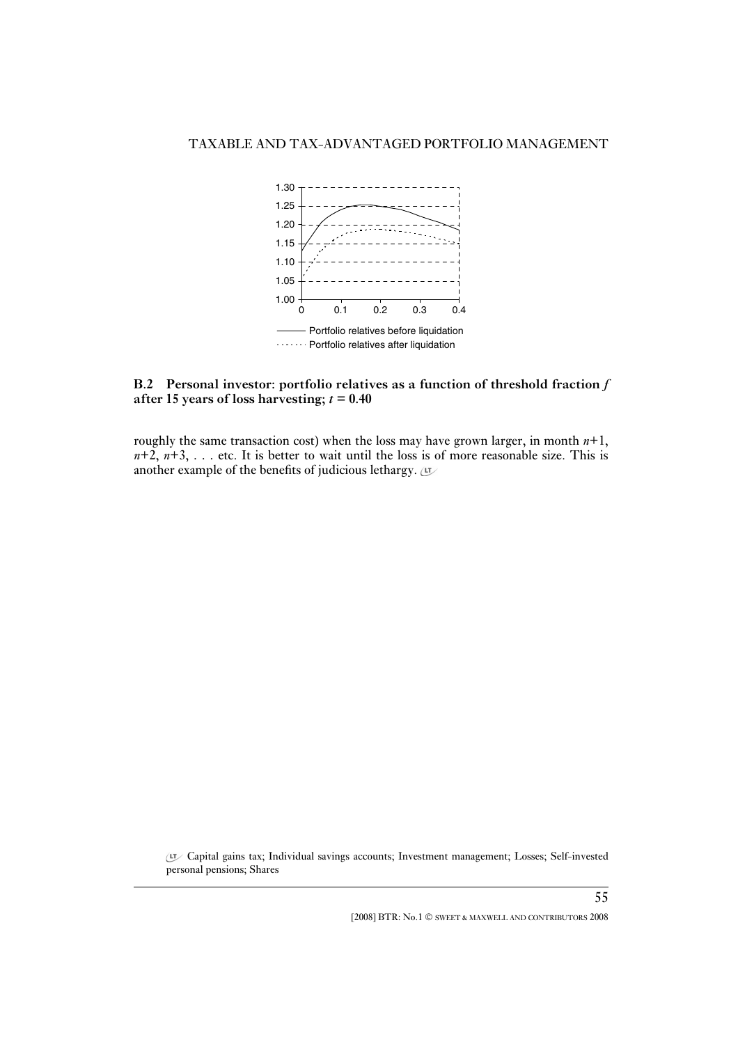1.30
1.25
1.20
1.15
1.10
1.05
1.00
0 0.1 0.2 0.3 0.4

Portfolio relatives before liquidation
Portfolio relatives after liquidation

**B.2 Personal investor: portfolio relatives as a function of threshold fraction $f$ after 15 years of loss harvesting; $t = 0.40$**

roughly the same transaction cost) when the loss may have grown larger, in month $n+1$, $n+2$, $n+3$, . . . etc. It is better to wait until the loss is of more reasonable size. This is another example of the benefits of judicious lethargy.

Capital gains tax; Individual savings accounts; Investment management; Losses; Self-invested personal pensions; Shares